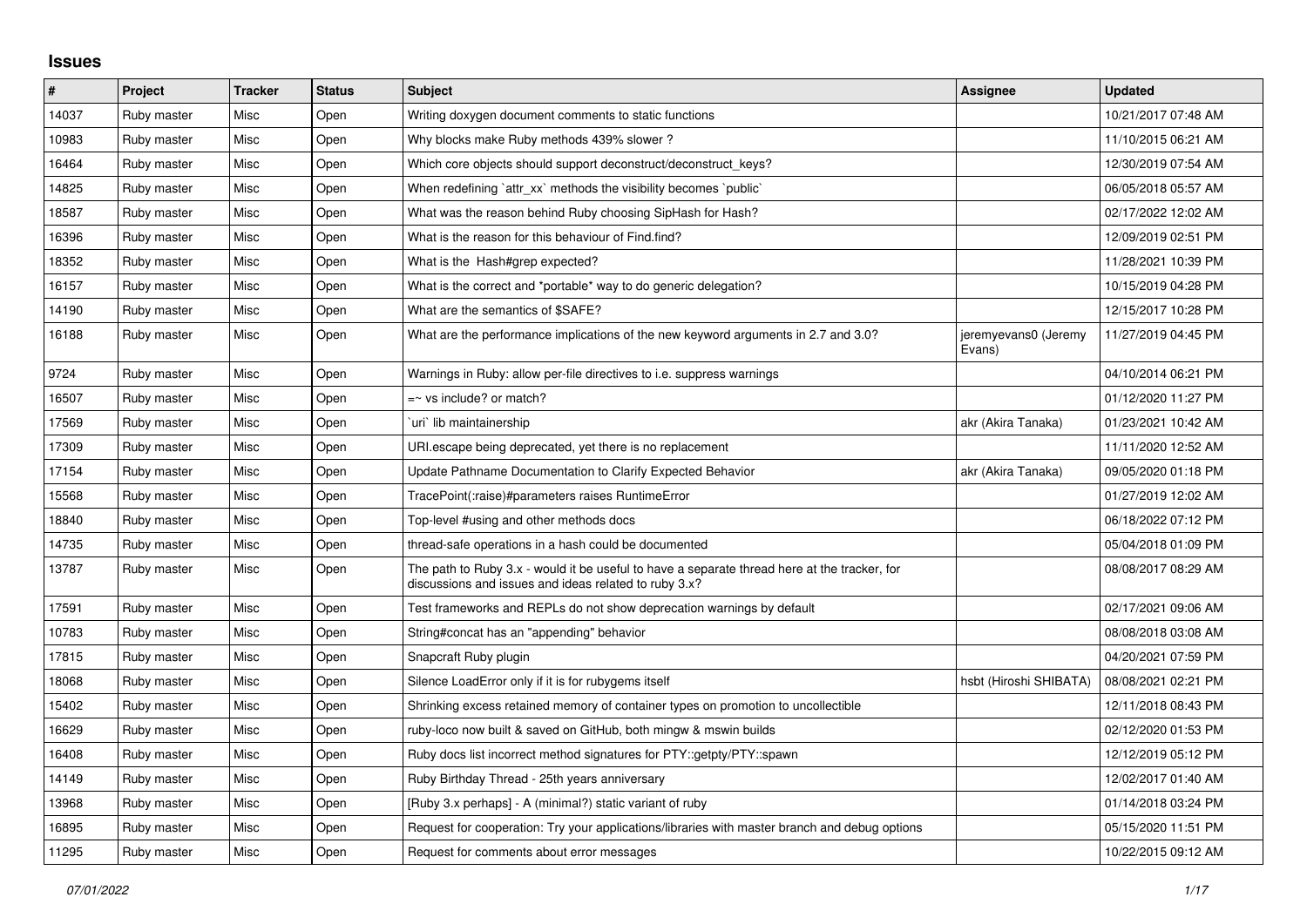## Issues

| # | Project | Tracker | Status | Subject | Assignee | Updated |
|---|---|---|---|---|---|---|
| 14037 | Ruby master | Misc | Open | Writing doxygen document comments to static functions | | 10/21/2017 07:48 AM |
| 10983 | Ruby master | Misc | Open | Why blocks make Ruby methods 439% slower ? | | 11/10/2015 06:21 AM |
| 16464 | Ruby master | Misc | Open | Which core objects should support deconstruct/deconstruct_keys? | | 12/30/2019 07:54 AM |
| 14825 | Ruby master | Misc | Open | When redefining `attr_xx` methods the visibility becomes `public` | | 06/05/2018 05:57 AM |
| 18587 | Ruby master | Misc | Open | What was the reason behind Ruby choosing SipHash for Hash? | | 02/17/2022 12:02 AM |
| 16396 | Ruby master | Misc | Open | What is the reason for this behaviour of Find.find? | | 12/09/2019 02:51 PM |
| 18352 | Ruby master | Misc | Open | What is the Hash#grep expected? | | 11/28/2021 10:39 PM |
| 16157 | Ruby master | Misc | Open | What is the correct and *portable* way to do generic delegation? | | 10/15/2019 04:28 PM |
| 14190 | Ruby master | Misc | Open | What are the semantics of $SAFE? | | 12/15/2017 10:28 PM |
| 16188 | Ruby master | Misc | Open | What are the performance implications of the new keyword arguments in 2.7 and 3.0? | jeremyevans0 (Jeremy Evans) | 11/27/2019 04:45 PM |
| 9724 | Ruby master | Misc | Open | Warnings in Ruby: allow per-file directives to i.e. suppress warnings | | 04/10/2014 06:21 PM |
| 16507 | Ruby master | Misc | Open | =~ vs include? or match? | | 01/12/2020 11:27 PM |
| 17569 | Ruby master | Misc | Open | `uri` lib maintainership | akr (Akira Tanaka) | 01/23/2021 10:42 AM |
| 17309 | Ruby master | Misc | Open | URI.escape being deprecated, yet there is no replacement | | 11/11/2020 12:52 AM |
| 17154 | Ruby master | Misc | Open | Update Pathname Documentation to Clarify Expected Behavior | akr (Akira Tanaka) | 09/05/2020 01:18 PM |
| 15568 | Ruby master | Misc | Open | TracePoint(:raise)#parameters raises RuntimeError | | 01/27/2019 12:02 AM |
| 18840 | Ruby master | Misc | Open | Top-level #using and other methods docs | | 06/18/2022 07:12 PM |
| 14735 | Ruby master | Misc | Open | thread-safe operations in a hash could be documented | | 05/04/2018 01:09 PM |
| 13787 | Ruby master | Misc | Open | The path to Ruby 3.x - would it be useful to have a separate thread here at the tracker, for discussions and issues and ideas related to ruby 3.x? | | 08/08/2017 08:29 AM |
| 17591 | Ruby master | Misc | Open | Test frameworks and REPLs do not show deprecation warnings by default | | 02/17/2021 09:06 AM |
| 10783 | Ruby master | Misc | Open | String#concat has an "appending" behavior | | 08/08/2018 03:08 AM |
| 17815 | Ruby master | Misc | Open | Snapcraft Ruby plugin | | 04/20/2021 07:59 PM |
| 18068 | Ruby master | Misc | Open | Silence LoadError only if it is for rubygems itself | hsbt (Hiroshi SHIBATA) | 08/08/2021 02:21 PM |
| 15402 | Ruby master | Misc | Open | Shrinking excess retained memory of container types on promotion to uncollectible | | 12/11/2018 08:43 PM |
| 16629 | Ruby master | Misc | Open | ruby-loco now built & saved on GitHub, both mingw & mswin builds | | 02/12/2020 01:53 PM |
| 16408 | Ruby master | Misc | Open | Ruby docs list incorrect method signatures for PTY::getpty/PTY::spawn | | 12/12/2019 05:12 PM |
| 14149 | Ruby master | Misc | Open | Ruby Birthday Thread - 25th years anniversary | | 12/02/2017 01:40 AM |
| 13968 | Ruby master | Misc | Open | [Ruby 3.x perhaps] - A (minimal?) static variant of ruby | | 01/14/2018 03:24 PM |
| 16895 | Ruby master | Misc | Open | Request for cooperation: Try your applications/libraries with master branch and debug options | | 05/15/2020 11:51 PM |
| 11295 | Ruby master | Misc | Open | Request for comments about error messages | | 10/22/2015 09:12 AM |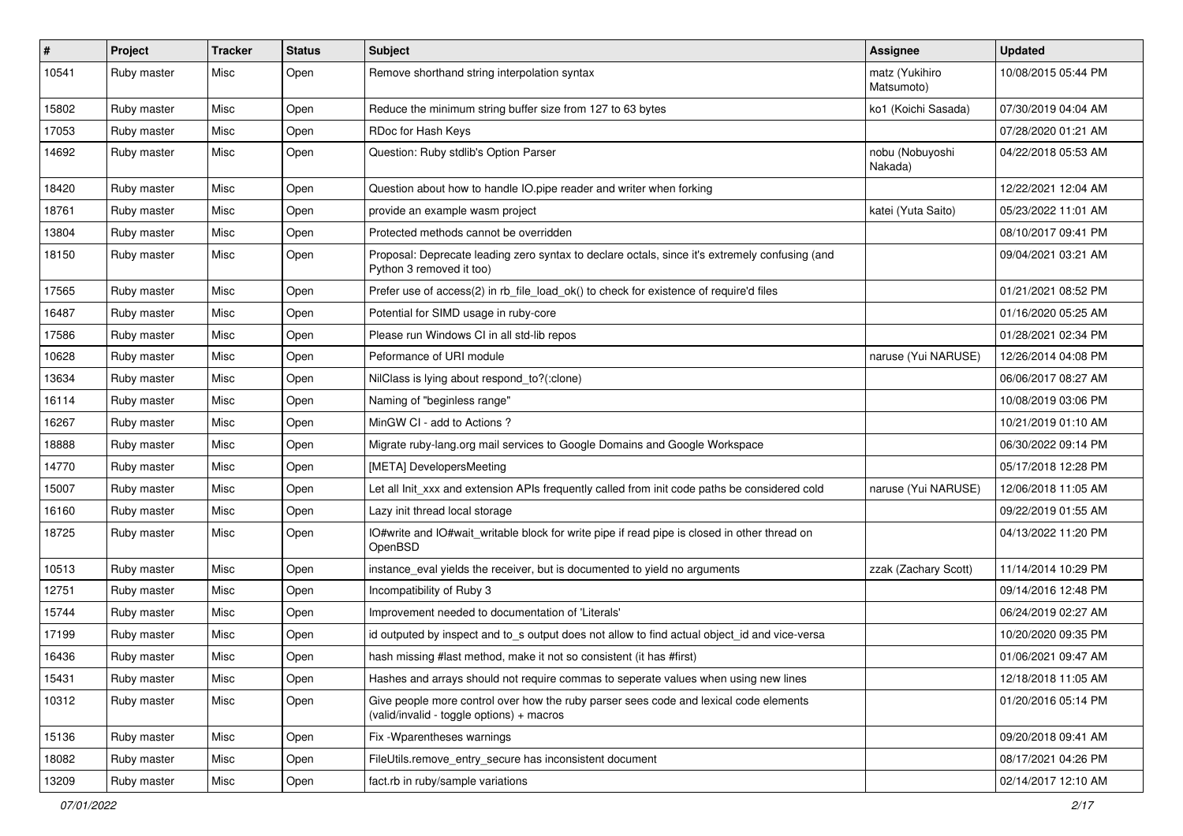| # | Project | Tracker | Status | Subject | Assignee | Updated |
| --- | --- | --- | --- | --- | --- | --- |
| 10541 | Ruby master | Misc | Open | Remove shorthand string interpolation syntax | matz (Yukihiro Matsumoto) | 10/08/2015 05:44 PM |
| 15802 | Ruby master | Misc | Open | Reduce the minimum string buffer size from 127 to 63 bytes | ko1 (Koichi Sasada) | 07/30/2019 04:04 AM |
| 17053 | Ruby master | Misc | Open | RDoc for Hash Keys | | 07/28/2020 01:21 AM |
| 14692 | Ruby master | Misc | Open | Question: Ruby stdlib's Option Parser | nobu (Nobuyoshi Nakada) | 04/22/2018 05:53 AM |
| 18420 | Ruby master | Misc | Open | Question about how to handle IO.pipe reader and writer when forking | | 12/22/2021 12:04 AM |
| 18761 | Ruby master | Misc | Open | provide an example wasm project | katei (Yuta Saito) | 05/23/2022 11:01 AM |
| 13804 | Ruby master | Misc | Open | Protected methods cannot be overridden | | 08/10/2017 09:41 PM |
| 18150 | Ruby master | Misc | Open | Proposal: Deprecate leading zero syntax to declare octals, since it's extremely confusing (and Python 3 removed it too) | | 09/04/2021 03:21 AM |
| 17565 | Ruby master | Misc | Open | Prefer use of access(2) in rb_file_load_ok() to check for existence of require'd files | | 01/21/2021 08:52 PM |
| 16487 | Ruby master | Misc | Open | Potential for SIMD usage in ruby-core | | 01/16/2020 05:25 AM |
| 17586 | Ruby master | Misc | Open | Please run Windows CI in all std-lib repos | | 01/28/2021 02:34 PM |
| 10628 | Ruby master | Misc | Open | Peformance of URI module | naruse (Yui NARUSE) | 12/26/2014 04:08 PM |
| 13634 | Ruby master | Misc | Open | NilClass is lying about respond_to?(:clone) | | 06/06/2017 08:27 AM |
| 16114 | Ruby master | Misc | Open | Naming of "beginless range" | | 10/08/2019 03:06 PM |
| 16267 | Ruby master | Misc | Open | MinGW CI - add to Actions ? | | 10/21/2019 01:10 AM |
| 18888 | Ruby master | Misc | Open | Migrate ruby-lang.org mail services to Google Domains and Google Workspace | | 06/30/2022 09:14 PM |
| 14770 | Ruby master | Misc | Open | [META] DevelopersMeeting | | 05/17/2018 12:28 PM |
| 15007 | Ruby master | Misc | Open | Let all Init_xxx and extension APIs frequently called from init code paths be considered cold | naruse (Yui NARUSE) | 12/06/2018 11:05 AM |
| 16160 | Ruby master | Misc | Open | Lazy init thread local storage | | 09/22/2019 01:55 AM |
| 18725 | Ruby master | Misc | Open | IO#write and IO#wait_writable block for write pipe if read pipe is closed in other thread on OpenBSD | | 04/13/2022 11:20 PM |
| 10513 | Ruby master | Misc | Open | instance_eval yields the receiver, but is documented to yield no arguments | zzak (Zachary Scott) | 11/14/2014 10:29 PM |
| 12751 | Ruby master | Misc | Open | Incompatibility of Ruby 3 | | 09/14/2016 12:48 PM |
| 15744 | Ruby master | Misc | Open | Improvement needed to documentation of 'Literals' | | 06/24/2019 02:27 AM |
| 17199 | Ruby master | Misc | Open | id outputed by inspect and to_s output does not allow to find actual object_id and vice-versa | | 10/20/2020 09:35 PM |
| 16436 | Ruby master | Misc | Open | hash missing #last method, make it not so consistent (it has #first) | | 01/06/2021 09:47 AM |
| 15431 | Ruby master | Misc | Open | Hashes and arrays should not require commas to seperate values when using new lines | | 12/18/2018 11:05 AM |
| 10312 | Ruby master | Misc | Open | Give people more control over how the ruby parser sees code and lexical code elements (valid/invalid - toggle options) + macros | | 01/20/2016 05:14 PM |
| 15136 | Ruby master | Misc | Open | Fix -Wparentheses warnings | | 09/20/2018 09:41 AM |
| 18082 | Ruby master | Misc | Open | FileUtils.remove_entry_secure has inconsistent document | | 08/17/2021 04:26 PM |
| 13209 | Ruby master | Misc | Open | fact.rb in ruby/sample variations | | 02/14/2017 12:10 AM |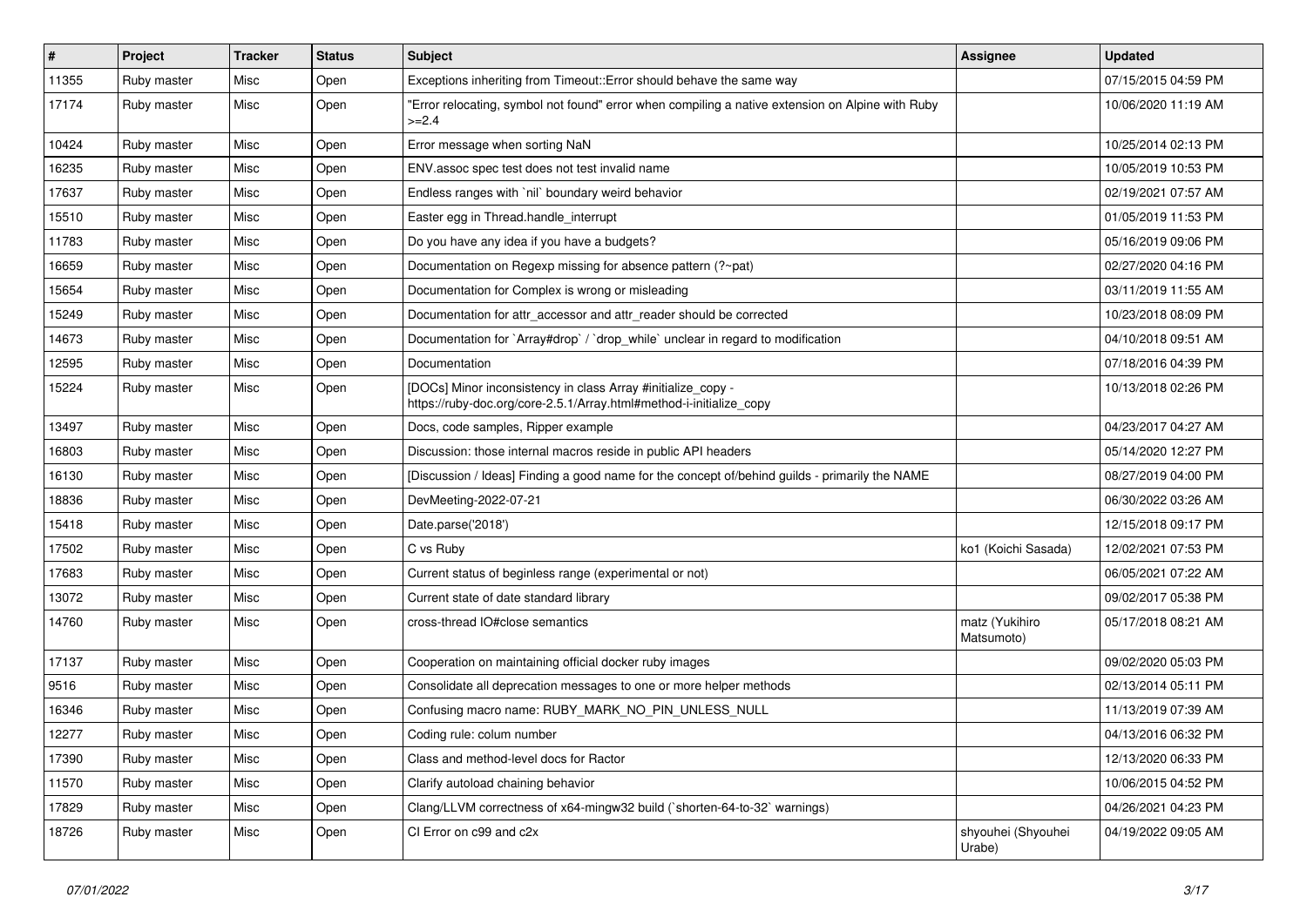| # | Project | Tracker | Status | Subject | Assignee | Updated |
|---|---|---|---|---|---|---|
| 11355 | Ruby master | Misc | Open | Exceptions inheriting from Timeout::Error should behave the same way | | 07/15/2015 04:59 PM |
| 17174 | Ruby master | Misc | Open | "Error relocating, symbol not found" error when compiling a native extension on Alpine with Ruby >=2.4 | | 10/06/2020 11:19 AM |
| 10424 | Ruby master | Misc | Open | Error message when sorting NaN | | 10/25/2014 02:13 PM |
| 16235 | Ruby master | Misc | Open | ENV.assoc spec test does not test invalid name | | 10/05/2019 10:53 PM |
| 17637 | Ruby master | Misc | Open | Endless ranges with `nil` boundary weird behavior | | 02/19/2021 07:57 AM |
| 15510 | Ruby master | Misc | Open | Easter egg in Thread.handle_interrupt | | 01/05/2019 11:53 PM |
| 11783 | Ruby master | Misc | Open | Do you have any idea if you have a budgets? | | 05/16/2019 09:06 PM |
| 16659 | Ruby master | Misc | Open | Documentation on Regexp missing for absence pattern (?~pat) | | 02/27/2020 04:16 PM |
| 15654 | Ruby master | Misc | Open | Documentation for Complex is wrong or misleading | | 03/11/2019 11:55 AM |
| 15249 | Ruby master | Misc | Open | Documentation for attr_accessor and attr_reader should be corrected | | 10/23/2018 08:09 PM |
| 14673 | Ruby master | Misc | Open | Documentation for `Array#drop` / `drop_while` unclear in regard to modification | | 04/10/2018 09:51 AM |
| 12595 | Ruby master | Misc | Open | Documentation | | 07/18/2016 04:39 PM |
| 15224 | Ruby master | Misc | Open | [DOCs] Minor inconsistency in class Array #initialize_copy - https://ruby-doc.org/core-2.5.1/Array.html#method-i-initialize_copy | | 10/13/2018 02:26 PM |
| 13497 | Ruby master | Misc | Open | Docs, code samples, Ripper example | | 04/23/2017 04:27 AM |
| 16803 | Ruby master | Misc | Open | Discussion: those internal macros reside in public API headers | | 05/14/2020 12:27 PM |
| 16130 | Ruby master | Misc | Open | [Discussion / Ideas] Finding a good name for the concept of/behind guilds - primarily the NAME | | 08/27/2019 04:00 PM |
| 18836 | Ruby master | Misc | Open | DevMeeting-2022-07-21 | | 06/30/2022 03:26 AM |
| 15418 | Ruby master | Misc | Open | Date.parse('2018') | | 12/15/2018 09:17 PM |
| 17502 | Ruby master | Misc | Open | C vs Ruby | ko1 (Koichi Sasada) | 12/02/2021 07:53 PM |
| 17683 | Ruby master | Misc | Open | Current status of beginless range (experimental or not) | | 06/05/2021 07:22 AM |
| 13072 | Ruby master | Misc | Open | Current state of date standard library | | 09/02/2017 05:38 PM |
| 14760 | Ruby master | Misc | Open | cross-thread IO#close semantics | matz (Yukihiro Matsumoto) | 05/17/2018 08:21 AM |
| 17137 | Ruby master | Misc | Open | Cooperation on maintaining official docker ruby images | | 09/02/2020 05:03 PM |
| 9516 | Ruby master | Misc | Open | Consolidate all deprecation messages to one or more helper methods | | 02/13/2014 05:11 PM |
| 16346 | Ruby master | Misc | Open | Confusing macro name: RUBY_MARK_NO_PIN_UNLESS_NULL | | 11/13/2019 07:39 AM |
| 12277 | Ruby master | Misc | Open | Coding rule: colum number | | 04/13/2016 06:32 PM |
| 17390 | Ruby master | Misc | Open | Class and method-level docs for Ractor | | 12/13/2020 06:33 PM |
| 11570 | Ruby master | Misc | Open | Clarify autoload chaining behavior | | 10/06/2015 04:52 PM |
| 17829 | Ruby master | Misc | Open | Clang/LLVM correctness of x64-mingw32 build (`shorten-64-to-32` warnings) | | 04/26/2021 04:23 PM |
| 18726 | Ruby master | Misc | Open | CI Error on c99 and c2x | shyouhei (Shyouhei Urabe) | 04/19/2022 09:05 AM |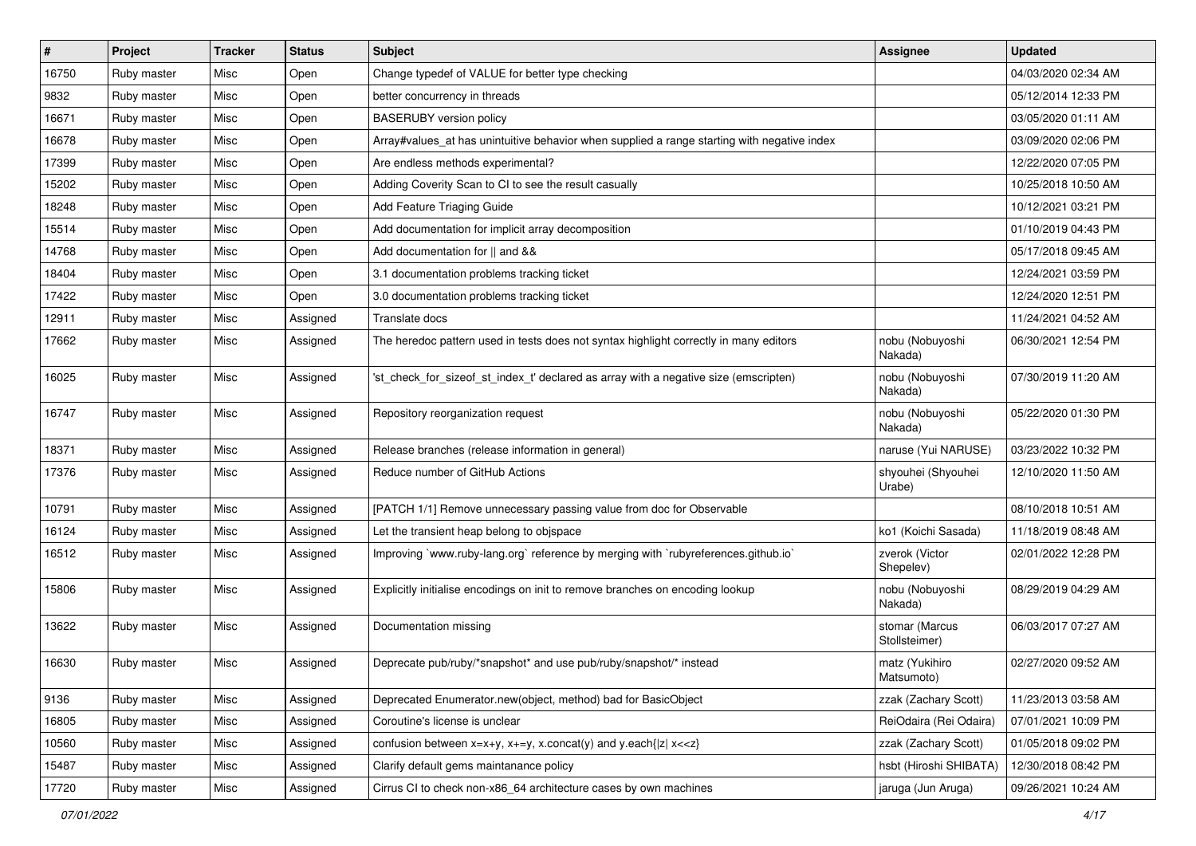| # | Project | Tracker | Status | Subject | Assignee | Updated |
|---|---|---|---|---|---|---|
| 16750 | Ruby master | Misc | Open | Change typedef of VALUE for better type checking | | 04/03/2020 02:34 AM |
| 9832 | Ruby master | Misc | Open | better concurrency in threads | | 05/12/2014 12:33 PM |
| 16671 | Ruby master | Misc | Open | BASERUBY version policy | | 03/05/2020 01:11 AM |
| 16678 | Ruby master | Misc | Open | Array#values_at has unintuitive behavior when supplied a range starting with negative index | | 03/09/2020 02:06 PM |
| 17399 | Ruby master | Misc | Open | Are endless methods experimental? | | 12/22/2020 07:05 PM |
| 15202 | Ruby master | Misc | Open | Adding Coverity Scan to CI to see the result casually | | 10/25/2018 10:50 AM |
| 18248 | Ruby master | Misc | Open | Add Feature Triaging Guide | | 10/12/2021 03:21 PM |
| 15514 | Ruby master | Misc | Open | Add documentation for implicit array decomposition | | 01/10/2019 04:43 PM |
| 14768 | Ruby master | Misc | Open | Add documentation for \|\| and && | | 05/17/2018 09:45 AM |
| 18404 | Ruby master | Misc | Open | 3.1 documentation problems tracking ticket | | 12/24/2021 03:59 PM |
| 17422 | Ruby master | Misc | Open | 3.0 documentation problems tracking ticket | | 12/24/2020 12:51 PM |
| 12911 | Ruby master | Misc | Assigned | Translate docs | | 11/24/2021 04:52 AM |
| 17662 | Ruby master | Misc | Assigned | The heredoc pattern used in tests does not syntax highlight correctly in many editors | nobu (Nobuyoshi Nakada) | 06/30/2021 12:54 PM |
| 16025 | Ruby master | Misc | Assigned | 'st_check_for_sizeof_st_index_t' declared as array with a negative size (emscripten) | nobu (Nobuyoshi Nakada) | 07/30/2019 11:20 AM |
| 16747 | Ruby master | Misc | Assigned | Repository reorganization request | nobu (Nobuyoshi Nakada) | 05/22/2020 01:30 PM |
| 18371 | Ruby master | Misc | Assigned | Release branches (release information in general) | naruse (Yui NARUSE) | 03/23/2022 10:32 PM |
| 17376 | Ruby master | Misc | Assigned | Reduce number of GitHub Actions | shyouhei (Shyouhei Urabe) | 12/10/2020 11:50 AM |
| 10791 | Ruby master | Misc | Assigned | [PATCH 1/1] Remove unnecessary passing value from doc for Observable | | 08/10/2018 10:51 AM |
| 16124 | Ruby master | Misc | Assigned | Let the transient heap belong to objspace | ko1 (Koichi Sasada) | 11/18/2019 08:48 AM |
| 16512 | Ruby master | Misc | Assigned | Improving `www.ruby-lang.org` reference by merging with `rubyreferences.github.io` | zverok (Victor Shepelev) | 02/01/2022 12:28 PM |
| 15806 | Ruby master | Misc | Assigned | Explicitly initialise encodings on init to remove branches on encoding lookup | nobu (Nobuyoshi Nakada) | 08/29/2019 04:29 AM |
| 13622 | Ruby master | Misc | Assigned | Documentation missing | stomar (Marcus Stollsteimer) | 06/03/2017 07:27 AM |
| 16630 | Ruby master | Misc | Assigned | Deprecate pub/ruby/*snapshot* and use pub/ruby/snapshot/* instead | matz (Yukihiro Matsumoto) | 02/27/2020 09:52 AM |
| 9136 | Ruby master | Misc | Assigned | Deprecated Enumerator.new(object, method) bad for BasicObject | zzak (Zachary Scott) | 11/23/2013 03:58 AM |
| 16805 | Ruby master | Misc | Assigned | Coroutine's license is unclear | ReiOdaira (Rei Odaira) | 07/01/2021 10:09 PM |
| 10560 | Ruby master | Misc | Assigned | confusion between x=x+y, x+=y, x.concat(y) and y.each{\|z\| x<<z} | zzak (Zachary Scott) | 01/05/2018 09:02 PM |
| 15487 | Ruby master | Misc | Assigned | Clarify default gems maintanance policy | hsbt (Hiroshi SHIBATA) | 12/30/2018 08:42 PM |
| 17720 | Ruby master | Misc | Assigned | Cirrus CI to check non-x86_64 architecture cases by own machines | jaruga (Jun Aruga) | 09/26/2021 10:24 AM |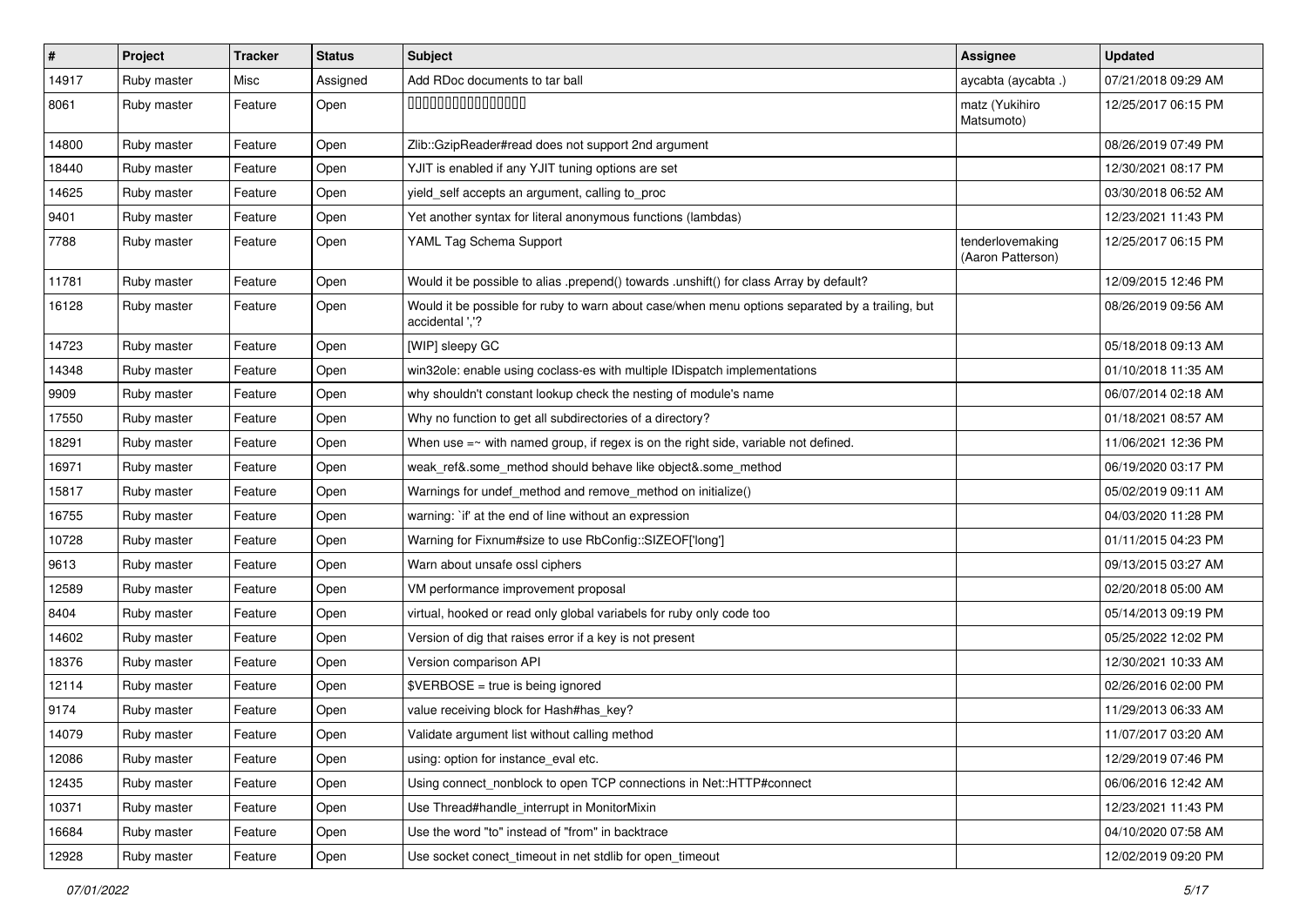| # | Project | Tracker | Status | Subject | Assignee | Updated |
|---|---|---|---|---|---|---|
| 14917 | Ruby master | Misc | Assigned | Add RDoc documents to tar ball | aycabta (aycabta .) | 07/21/2018 09:29 AM |
| 8061 | Ruby master | Feature | Open | 0000000000000000 | matz (Yukihiro Matsumoto) | 12/25/2017 06:15 PM |
| 14800 | Ruby master | Feature | Open | Zlib::GzipReader#read does not support 2nd argument | | 08/26/2019 07:49 PM |
| 18440 | Ruby master | Feature | Open | YJIT is enabled if any YJIT tuning options are set | | 12/30/2021 08:17 PM |
| 14625 | Ruby master | Feature | Open | yield_self accepts an argument, calling to_proc | | 03/30/2018 06:52 AM |
| 9401 | Ruby master | Feature | Open | Yet another syntax for literal anonymous functions (lambdas) | | 12/23/2021 11:43 PM |
| 7788 | Ruby master | Feature | Open | YAML Tag Schema Support | tenderlovemaking (Aaron Patterson) | 12/25/2017 06:15 PM |
| 11781 | Ruby master | Feature | Open | Would it be possible to alias .prepend() towards .unshift() for class Array by default? | | 12/09/2015 12:46 PM |
| 16128 | Ruby master | Feature | Open | Would it be possible for ruby to warn about case/when menu options separated by a trailing, but accidental ','? | | 08/26/2019 09:56 AM |
| 14723 | Ruby master | Feature | Open | [WIP] sleepy GC | | 05/18/2018 09:13 AM |
| 14348 | Ruby master | Feature | Open | win32ole: enable using coclass-es with multiple IDispatch implementations | | 01/10/2018 11:35 AM |
| 9909 | Ruby master | Feature | Open | why shouldn't constant lookup check the nesting of module's name | | 06/07/2014 02:18 AM |
| 17550 | Ruby master | Feature | Open | Why no function to get all subdirectories of a directory? | | 01/18/2021 08:57 AM |
| 18291 | Ruby master | Feature | Open | When use =~ with named group, if regex is on the right side, variable not defined. | | 11/06/2021 12:36 PM |
| 16971 | Ruby master | Feature | Open | weak_ref&.some_method should behave like object&.some_method | | 06/19/2020 03:17 PM |
| 15817 | Ruby master | Feature | Open | Warnings for undef_method and remove_method on initialize() | | 05/02/2019 09:11 AM |
| 16755 | Ruby master | Feature | Open | warning: `if' at the end of line without an expression | | 04/03/2020 11:28 PM |
| 10728 | Ruby master | Feature | Open | Warning for Fixnum#size to use RbConfig::SIZEOF['long'] | | 01/11/2015 04:23 PM |
| 9613 | Ruby master | Feature | Open | Warn about unsafe ossl ciphers | | 09/13/2015 03:27 AM |
| 12589 | Ruby master | Feature | Open | VM performance improvement proposal | | 02/20/2018 05:00 AM |
| 8404 | Ruby master | Feature | Open | virtual, hooked or read only global variabels for ruby only code too | | 05/14/2013 09:19 PM |
| 14602 | Ruby master | Feature | Open | Version of dig that raises error if a key is not present | | 05/25/2022 12:02 PM |
| 18376 | Ruby master | Feature | Open | Version comparison API | | 12/30/2021 10:33 AM |
| 12114 | Ruby master | Feature | Open | $VERBOSE = true is being ignored | | 02/26/2016 02:00 PM |
| 9174 | Ruby master | Feature | Open | value receiving block for Hash#has_key? | | 11/29/2013 06:33 AM |
| 14079 | Ruby master | Feature | Open | Validate argument list without calling method | | 11/07/2017 03:20 AM |
| 12086 | Ruby master | Feature | Open | using: option for instance_eval etc. | | 12/29/2019 07:46 PM |
| 12435 | Ruby master | Feature | Open | Using connect_nonblock to open TCP connections in Net::HTTP#connect | | 06/06/2016 12:42 AM |
| 10371 | Ruby master | Feature | Open | Use Thread#handle_interrupt in MonitorMixin | | 12/23/2021 11:43 PM |
| 16684 | Ruby master | Feature | Open | Use the word "to" instead of "from" in backtrace | | 04/10/2020 07:58 AM |
| 12928 | Ruby master | Feature | Open | Use socket conect_timeout in net stdlib for open_timeout | | 12/02/2019 09:20 PM |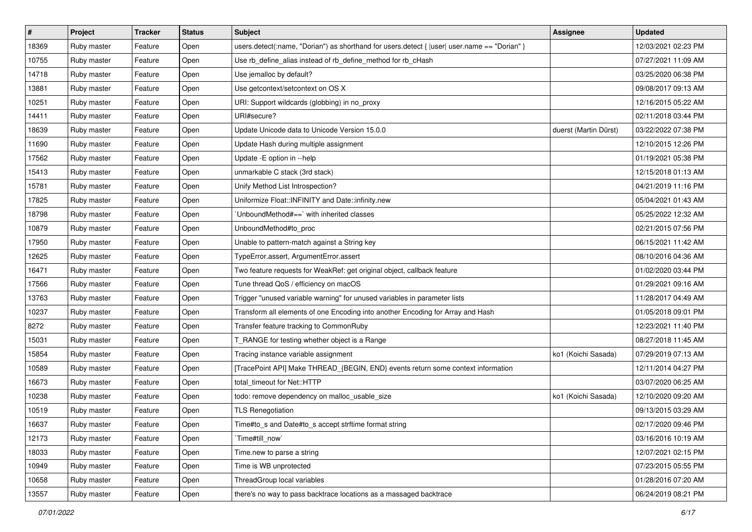| # | Project | Tracker | Status | Subject | Assignee | Updated |
|---|---|---|---|---|---|---|
| 18369 | Ruby master | Feature | Open | users.detect(:name, "Dorian") as shorthand for users.detect { \|user\| user.name == "Dorian" } | | 12/03/2021 02:23 PM |
| 10755 | Ruby master | Feature | Open | Use rb_define_alias instead of rb_define_method for rb_cHash | | 07/27/2021 11:09 AM |
| 14718 | Ruby master | Feature | Open | Use jemalloc by default? | | 03/25/2020 06:38 PM |
| 13881 | Ruby master | Feature | Open | Use getcontext/setcontext on OS X | | 09/08/2017 09:13 AM |
| 10251 | Ruby master | Feature | Open | URI: Support wildcards (globbing) in no_proxy | | 12/16/2015 05:22 AM |
| 14411 | Ruby master | Feature | Open | URI#secure? | | 02/11/2018 03:44 PM |
| 18639 | Ruby master | Feature | Open | Update Unicode data to Unicode Version 15.0.0 | duerst (Martin Dürst) | 03/22/2022 07:38 PM |
| 11690 | Ruby master | Feature | Open | Update Hash during multiple assignment | | 12/10/2015 12:26 PM |
| 17562 | Ruby master | Feature | Open | Update -E option in --help | | 01/19/2021 05:38 PM |
| 15413 | Ruby master | Feature | Open | unmarkable C stack (3rd stack) | | 12/15/2018 01:13 AM |
| 15781 | Ruby master | Feature | Open | Unify Method List Introspection? | | 04/21/2019 11:16 PM |
| 17825 | Ruby master | Feature | Open | Uniformize Float::INFINITY and Date::infinity.new | | 05/04/2021 01:43 AM |
| 18798 | Ruby master | Feature | Open | `UnboundMethod#==` with inherited classes | | 05/25/2022 12:32 AM |
| 10879 | Ruby master | Feature | Open | UnboundMethod#to_proc | | 02/21/2015 07:56 PM |
| 17950 | Ruby master | Feature | Open | Unable to pattern-match against a String key | | 06/15/2021 11:42 AM |
| 12625 | Ruby master | Feature | Open | TypeError.assert, ArgumentError.assert | | 08/10/2016 04:36 AM |
| 16471 | Ruby master | Feature | Open | Two feature requests for WeakRef: get original object, callback feature | | 01/02/2020 03:44 PM |
| 17566 | Ruby master | Feature | Open | Tune thread QoS / efficiency on macOS | | 01/29/2021 09:16 AM |
| 13763 | Ruby master | Feature | Open | Trigger "unused variable warning" for unused variables in parameter lists | | 11/28/2017 04:49 AM |
| 10237 | Ruby master | Feature | Open | Transform all elements of one Encoding into another Encoding for Array and Hash | | 01/05/2018 09:01 PM |
| 8272 | Ruby master | Feature | Open | Transfer feature tracking to CommonRuby | | 12/23/2021 11:40 PM |
| 15031 | Ruby master | Feature | Open | T_RANGE for testing whether object is a Range | | 08/27/2018 11:45 AM |
| 15854 | Ruby master | Feature | Open | Tracing instance variable assignment | ko1 (Koichi Sasada) | 07/29/2019 07:13 AM |
| 10589 | Ruby master | Feature | Open | [TracePoint API] Make THREAD_{BEGIN, END} events return some context information | | 12/11/2014 04:27 PM |
| 16673 | Ruby master | Feature | Open | total_timeout for Net::HTTP | | 03/07/2020 06:25 AM |
| 10238 | Ruby master | Feature | Open | todo: remove dependency on malloc_usable_size | ko1 (Koichi Sasada) | 12/10/2020 09:20 AM |
| 10519 | Ruby master | Feature | Open | TLS Renegotiation | | 09/13/2015 03:29 AM |
| 16637 | Ruby master | Feature | Open | Time#to_s and Date#to_s accept strftime format string | | 02/17/2020 09:46 PM |
| 12173 | Ruby master | Feature | Open | `Time#till_now` | | 03/16/2016 10:19 AM |
| 18033 | Ruby master | Feature | Open | Time.new to parse a string | | 12/07/2021 02:15 PM |
| 10949 | Ruby master | Feature | Open | Time is WB unprotected | | 07/23/2015 05:55 PM |
| 10658 | Ruby master | Feature | Open | ThreadGroup local variables | | 01/28/2016 07:20 AM |
| 13557 | Ruby master | Feature | Open | there's no way to pass backtrace locations as a massaged backtrace | | 06/24/2019 08:21 PM |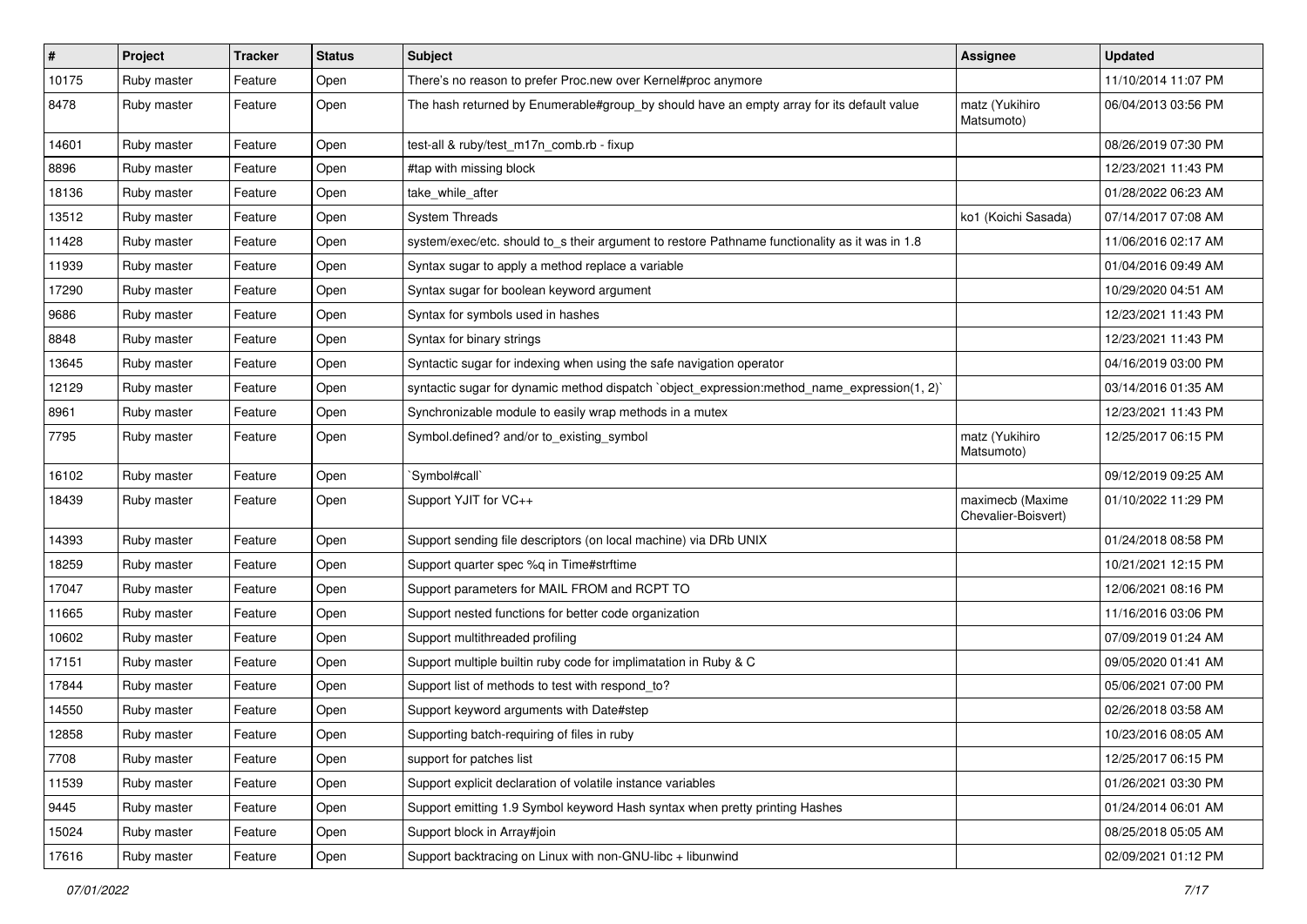| # | Project | Tracker | Status | Subject | Assignee | Updated |
|---|---|---|---|---|---|---|
| 10175 | Ruby master | Feature | Open | There's no reason to prefer Proc.new over Kernel#proc anymore | | 11/10/2014 11:07 PM |
| 8478 | Ruby master | Feature | Open | The hash returned by Enumerable#group_by should have an empty array for its default value | matz (Yukihiro Matsumoto) | 06/04/2013 03:56 PM |
| 14601 | Ruby master | Feature | Open | test-all & ruby/test_m17n_comb.rb - fixup | | 08/26/2019 07:30 PM |
| 8896 | Ruby master | Feature | Open | #tap with missing block | | 12/23/2021 11:43 PM |
| 18136 | Ruby master | Feature | Open | take_while_after | | 01/28/2022 06:23 AM |
| 13512 | Ruby master | Feature | Open | System Threads | ko1 (Koichi Sasada) | 07/14/2017 07:08 AM |
| 11428 | Ruby master | Feature | Open | system/exec/etc. should to_s their argument to restore Pathname functionality as it was in 1.8 | | 11/06/2016 02:17 AM |
| 11939 | Ruby master | Feature | Open | Syntax sugar to apply a method replace a variable | | 01/04/2016 09:49 AM |
| 17290 | Ruby master | Feature | Open | Syntax sugar for boolean keyword argument | | 10/29/2020 04:51 AM |
| 9686 | Ruby master | Feature | Open | Syntax for symbols used in hashes | | 12/23/2021 11:43 PM |
| 8848 | Ruby master | Feature | Open | Syntax for binary strings | | 12/23/2021 11:43 PM |
| 13645 | Ruby master | Feature | Open | Syntactic sugar for indexing when using the safe navigation operator | | 04/16/2019 03:00 PM |
| 12129 | Ruby master | Feature | Open | syntactic sugar for dynamic method dispatch `object_expression:method_name_expression(1, 2)` | | 03/14/2016 01:35 AM |
| 8961 | Ruby master | Feature | Open | Synchronizable module to easily wrap methods in a mutex | | 12/23/2021 11:43 PM |
| 7795 | Ruby master | Feature | Open | Symbol.defined? and/or to_existing_symbol | matz (Yukihiro Matsumoto) | 12/25/2017 06:15 PM |
| 16102 | Ruby master | Feature | Open | `Symbol#call` | | 09/12/2019 09:25 AM |
| 18439 | Ruby master | Feature | Open | Support YJIT for VC++ | maximecb (Maxime Chevalier-Boisvert) | 01/10/2022 11:29 PM |
| 14393 | Ruby master | Feature | Open | Support sending file descriptors (on local machine) via DRb UNIX | | 01/24/2018 08:58 PM |
| 18259 | Ruby master | Feature | Open | Support quarter spec %q in Time#strftime | | 10/21/2021 12:15 PM |
| 17047 | Ruby master | Feature | Open | Support parameters for MAIL FROM and RCPT TO | | 12/06/2021 08:16 PM |
| 11665 | Ruby master | Feature | Open | Support nested functions for better code organization | | 11/16/2016 03:06 PM |
| 10602 | Ruby master | Feature | Open | Support multithreaded profiling | | 07/09/2019 01:24 AM |
| 17151 | Ruby master | Feature | Open | Support multiple builtin ruby code for implimatation in Ruby & C | | 09/05/2020 01:41 AM |
| 17844 | Ruby master | Feature | Open | Support list of methods to test with respond_to? | | 05/06/2021 07:00 PM |
| 14550 | Ruby master | Feature | Open | Support keyword arguments with Date#step | | 02/26/2018 03:58 AM |
| 12858 | Ruby master | Feature | Open | Supporting batch-requiring of files in ruby | | 10/23/2016 08:05 AM |
| 7708 | Ruby master | Feature | Open | support for patches list | | 12/25/2017 06:15 PM |
| 11539 | Ruby master | Feature | Open | Support explicit declaration of volatile instance variables | | 01/26/2021 03:30 PM |
| 9445 | Ruby master | Feature | Open | Support emitting 1.9 Symbol keyword Hash syntax when pretty printing Hashes | | 01/24/2014 06:01 AM |
| 15024 | Ruby master | Feature | Open | Support block in Array#join | | 08/25/2018 05:05 AM |
| 17616 | Ruby master | Feature | Open | Support backtracing on Linux with non-GNU-libc + libunwind | | 02/09/2021 01:12 PM |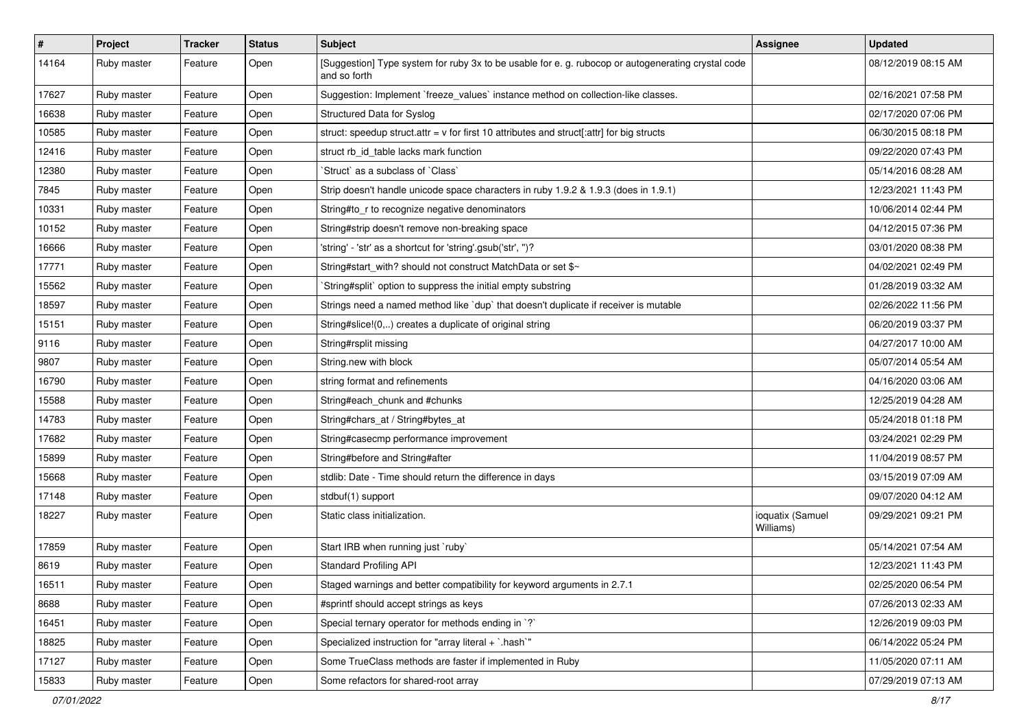| # | Project | Tracker | Status | Subject | Assignee | Updated |
|---|---|---|---|---|---|---|
| 14164 | Ruby master | Feature | Open | [Suggestion] Type system for ruby 3x to be usable for e. g. rubocop or autogenerating crystal code and so forth | | 08/12/2019 08:15 AM |
| 17627 | Ruby master | Feature | Open | Suggestion: Implement `freeze_values` instance method on collection-like classes. | | 02/16/2021 07:58 PM |
| 16638 | Ruby master | Feature | Open | Structured Data for Syslog | | 02/17/2020 07:06 PM |
| 10585 | Ruby master | Feature | Open | struct: speedup struct.attr = v for first 10 attributes and struct[:attr] for big structs | | 06/30/2015 08:18 PM |
| 12416 | Ruby master | Feature | Open | struct rb_id_table lacks mark function | | 09/22/2020 07:43 PM |
| 12380 | Ruby master | Feature | Open | `Struct` as a subclass of `Class` | | 05/14/2016 08:28 AM |
| 7845 | Ruby master | Feature | Open | Strip doesn't handle unicode space characters in ruby 1.9.2 & 1.9.3 (does in 1.9.1) | | 12/23/2021 11:43 PM |
| 10331 | Ruby master | Feature | Open | String#to_r to recognize negative denominators | | 10/06/2014 02:44 PM |
| 10152 | Ruby master | Feature | Open | String#strip doesn't remove non-breaking space | | 04/12/2015 07:36 PM |
| 16666 | Ruby master | Feature | Open | 'string' - 'str' as a shortcut for 'string'.gsub('str', '')? | | 03/01/2020 08:38 PM |
| 17771 | Ruby master | Feature | Open | String#start_with? should not construct MatchData or set $~ | | 04/02/2021 02:49 PM |
| 15562 | Ruby master | Feature | Open | `String#split` option to suppress the initial empty substring | | 01/28/2019 03:32 AM |
| 18597 | Ruby master | Feature | Open | Strings need a named method like `dup` that doesn't duplicate if receiver is mutable | | 02/26/2022 11:56 PM |
| 15151 | Ruby master | Feature | Open | String#slice!(0,..) creates a duplicate of original string | | 06/20/2019 03:37 PM |
| 9116 | Ruby master | Feature | Open | String#rsplit missing | | 04/27/2017 10:00 AM |
| 9807 | Ruby master | Feature | Open | String.new with block | | 05/07/2014 05:54 AM |
| 16790 | Ruby master | Feature | Open | string format and refinements | | 04/16/2020 03:06 AM |
| 15588 | Ruby master | Feature | Open | String#each_chunk and #chunks | | 12/25/2019 04:28 AM |
| 14783 | Ruby master | Feature | Open | String#chars_at / String#bytes_at | | 05/24/2018 01:18 PM |
| 17682 | Ruby master | Feature | Open | String#casecmp performance improvement | | 03/24/2021 02:29 PM |
| 15899 | Ruby master | Feature | Open | String#before and String#after | | 11/04/2019 08:57 PM |
| 15668 | Ruby master | Feature | Open | stdlib: Date - Time should return the difference in days | | 03/15/2019 07:09 AM |
| 17148 | Ruby master | Feature | Open | stdbuf(1) support | | 09/07/2020 04:12 AM |
| 18227 | Ruby master | Feature | Open | Static class initialization. | ioquatix (Samuel Williams) | 09/29/2021 09:21 PM |
| 17859 | Ruby master | Feature | Open | Start IRB when running just `ruby` | | 05/14/2021 07:54 AM |
| 8619 | Ruby master | Feature | Open | Standard Profiling API | | 12/23/2021 11:43 PM |
| 16511 | Ruby master | Feature | Open | Staged warnings and better compatibility for keyword arguments in 2.7.1 | | 02/25/2020 06:54 PM |
| 8688 | Ruby master | Feature | Open | #sprintf should accept strings as keys | | 07/26/2013 02:33 AM |
| 16451 | Ruby master | Feature | Open | Special ternary operator for methods ending in `?` | | 12/26/2019 09:03 PM |
| 18825 | Ruby master | Feature | Open | Specialized instruction for "array literal + `.hash`" | | 06/14/2022 05:24 PM |
| 17127 | Ruby master | Feature | Open | Some TrueClass methods are faster if implemented in Ruby | | 11/05/2020 07:11 AM |
| 15833 | Ruby master | Feature | Open | Some refactors for shared-root array | | 07/29/2019 07:13 AM |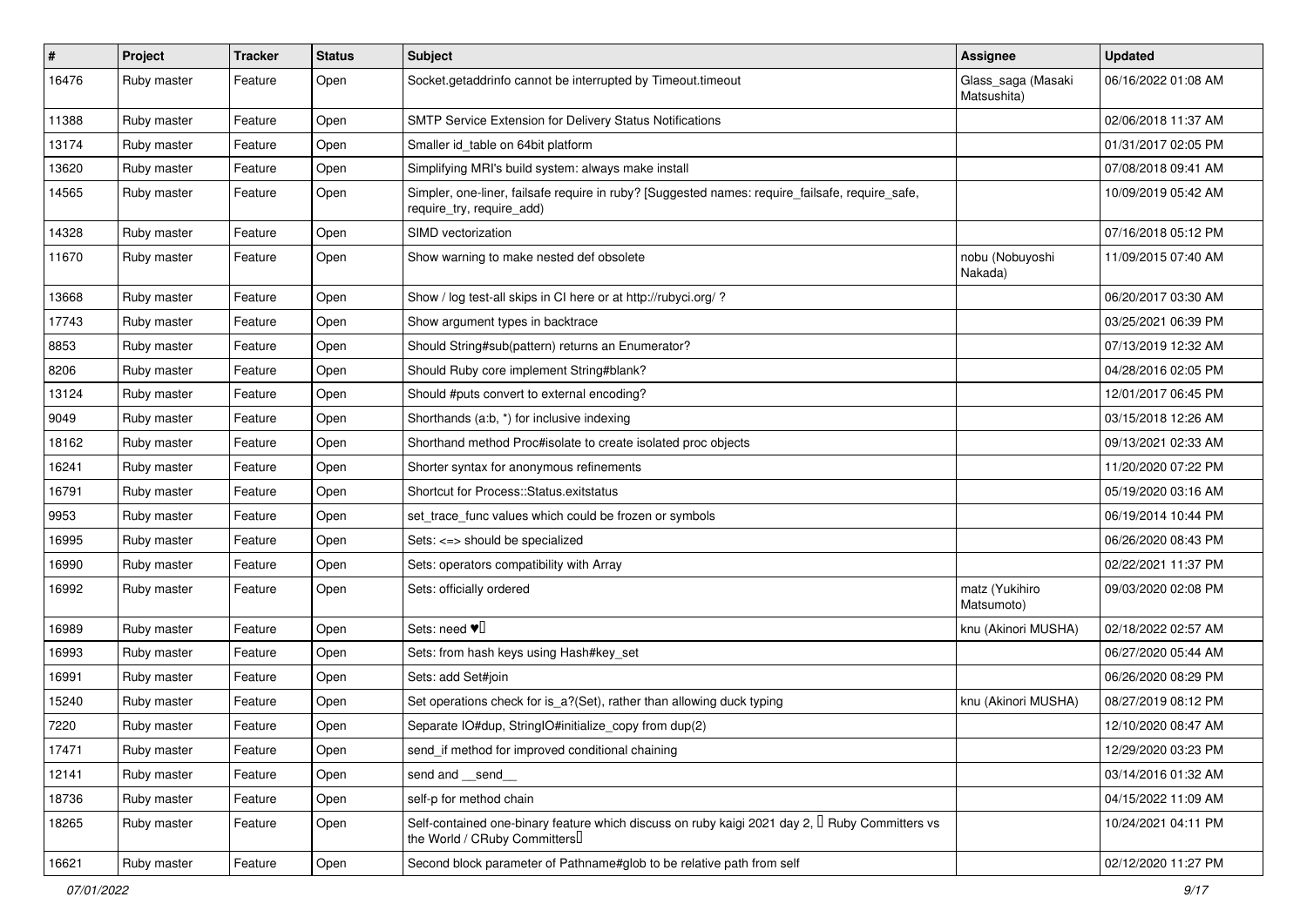| # | Project | Tracker | Status | Subject | Assignee | Updated |
|---|---|---|---|---|---|---|
| 16476 | Ruby master | Feature | Open | Socket.getaddrinfo cannot be interrupted by Timeout.timeout | Glass_saga (Masaki Matsushita) | 06/16/2022 01:08 AM |
| 11388 | Ruby master | Feature | Open | SMTP Service Extension for Delivery Status Notifications | | 02/06/2018 11:37 AM |
| 13174 | Ruby master | Feature | Open | Smaller id_table on 64bit platform | | 01/31/2017 02:05 PM |
| 13620 | Ruby master | Feature | Open | Simplifying MRI's build system: always make install | | 07/08/2018 09:41 AM |
| 14565 | Ruby master | Feature | Open | Simpler, one-liner, failsafe require in ruby? [Suggested names: require_failsafe, require_safe, require_try, require_add) | | 10/09/2019 05:42 AM |
| 14328 | Ruby master | Feature | Open | SIMD vectorization | | 07/16/2018 05:12 PM |
| 11670 | Ruby master | Feature | Open | Show warning to make nested def obsolete | nobu (Nobuyoshi Nakada) | 11/09/2015 07:40 AM |
| 13668 | Ruby master | Feature | Open | Show / log test-all skips in CI here or at http://rubyci.org/ ? | | 06/20/2017 03:30 AM |
| 17743 | Ruby master | Feature | Open | Show argument types in backtrace | | 03/25/2021 06:39 PM |
| 8853 | Ruby master | Feature | Open | Should String#sub(pattern) returns an Enumerator? | | 07/13/2019 12:32 AM |
| 8206 | Ruby master | Feature | Open | Should Ruby core implement String#blank? | | 04/28/2016 02:05 PM |
| 13124 | Ruby master | Feature | Open | Should #puts convert to external encoding? | | 12/01/2017 06:45 PM |
| 9049 | Ruby master | Feature | Open | Shorthands (a:b, *) for inclusive indexing | | 03/15/2018 12:26 AM |
| 18162 | Ruby master | Feature | Open | Shorthand method Proc#isolate to create isolated proc objects | | 09/13/2021 02:33 AM |
| 16241 | Ruby master | Feature | Open | Shorter syntax for anonymous refinements | | 11/20/2020 07:22 PM |
| 16791 | Ruby master | Feature | Open | Shortcut for Process::Status.exitstatus | | 05/19/2020 03:16 AM |
| 9953 | Ruby master | Feature | Open | set_trace_func values which could be frozen or symbols | | 06/19/2014 10:44 PM |
| 16995 | Ruby master | Feature | Open | Sets: <=> should be specialized | | 06/26/2020 08:43 PM |
| 16990 | Ruby master | Feature | Open | Sets: operators compatibility with Array | | 02/22/2021 11:37 PM |
| 16992 | Ruby master | Feature | Open | Sets: officially ordered | matz (Yukihiro Matsumoto) | 09/03/2020 02:08 PM |
| 16989 | Ruby master | Feature | Open | Sets: need ♥️ | knu (Akinori MUSHA) | 02/18/2022 02:57 AM |
| 16993 | Ruby master | Feature | Open | Sets: from hash keys using Hash#key_set | | 06/27/2020 05:44 AM |
| 16991 | Ruby master | Feature | Open | Sets: add Set#join | | 06/26/2020 08:29 PM |
| 15240 | Ruby master | Feature | Open | Set operations check for is_a?(Set), rather than allowing duck typing | knu (Akinori MUSHA) | 08/27/2019 08:12 PM |
| 7220 | Ruby master | Feature | Open | Separate IO#dup, StringIO#initialize_copy from dup(2) | | 12/10/2020 08:47 AM |
| 17471 | Ruby master | Feature | Open | send_if method for improved conditional chaining | | 12/29/2020 03:23 PM |
| 12141 | Ruby master | Feature | Open | send and __send__ | | 03/14/2016 01:32 AM |
| 18736 | Ruby master | Feature | Open | self-p for method chain | | 04/15/2022 11:09 AM |
| 18265 | Ruby master | Feature | Open | Self-contained one-binary feature which discuss on ruby kaigi 2021 day 2, 「Ruby Committers vs the World / CRuby Committers」 | | 10/24/2021 04:11 PM |
| 16621 | Ruby master | Feature | Open | Second block parameter of Pathname#glob to be relative path from self | | 02/12/2020 11:27 PM |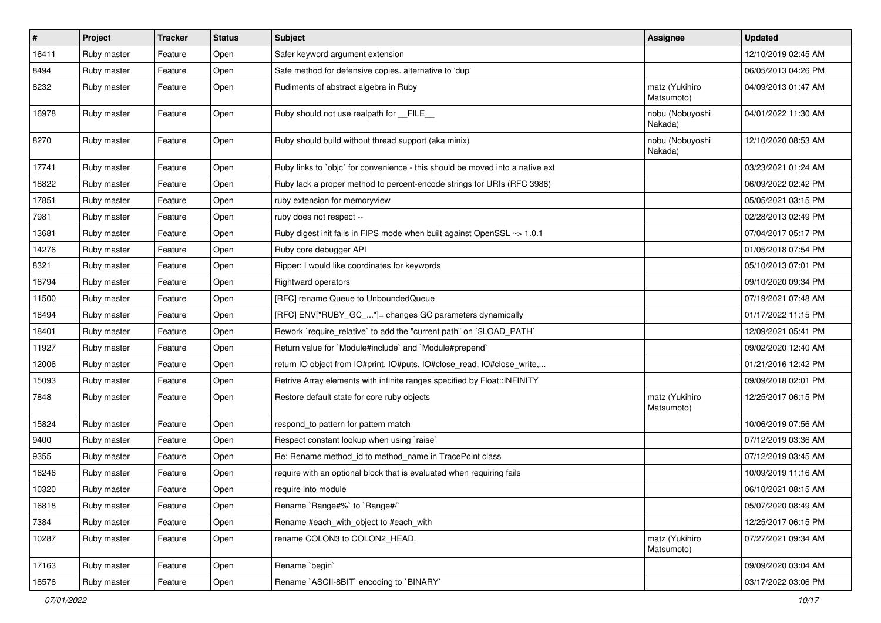| # | Project | Tracker | Status | Subject | Assignee | Updated |
|---|---|---|---|---|---|---|
| 16411 | Ruby master | Feature | Open | Safer keyword argument extension | | 12/10/2019 02:45 AM |
| 8494 | Ruby master | Feature | Open | Safe method for defensive copies. alternative to 'dup' | | 06/05/2013 04:26 PM |
| 8232 | Ruby master | Feature | Open | Rudiments of abstract algebra in Ruby | matz (Yukihiro Matsumoto) | 04/09/2013 01:47 AM |
| 16978 | Ruby master | Feature | Open | Ruby should not use realpath for __FILE__ | nobu (Nobuyoshi Nakada) | 04/01/2022 11:30 AM |
| 8270 | Ruby master | Feature | Open | Ruby should build without thread support (aka minix) | nobu (Nobuyoshi Nakada) | 12/10/2020 08:53 AM |
| 17741 | Ruby master | Feature | Open | Ruby links to `objc` for convenience - this should be moved into a native ext | | 03/23/2021 01:24 AM |
| 18822 | Ruby master | Feature | Open | Ruby lack a proper method to percent-encode strings for URIs (RFC 3986) | | 06/09/2022 02:42 PM |
| 17851 | Ruby master | Feature | Open | ruby extension for memoryview | | 05/05/2021 03:15 PM |
| 7981 | Ruby master | Feature | Open | ruby does not respect -- | | 02/28/2013 02:49 PM |
| 13681 | Ruby master | Feature | Open | Ruby digest init fails in FIPS mode when built against OpenSSL ~> 1.0.1 | | 07/04/2017 05:17 PM |
| 14276 | Ruby master | Feature | Open | Ruby core debugger API | | 01/05/2018 07:54 PM |
| 8321 | Ruby master | Feature | Open | Ripper: I would like coordinates for keywords | | 05/10/2013 07:01 PM |
| 16794 | Ruby master | Feature | Open | Rightward operators | | 09/10/2020 09:34 PM |
| 11500 | Ruby master | Feature | Open | [RFC] rename Queue to UnboundedQueue | | 07/19/2021 07:48 AM |
| 18494 | Ruby master | Feature | Open | [RFC] ENV["RUBY_GC_..."]= changes GC parameters dynamically | | 01/17/2022 11:15 PM |
| 18401 | Ruby master | Feature | Open | Rework `require_relative` to add the "current path" on `$LOAD_PATH` | | 12/09/2021 05:41 PM |
| 11927 | Ruby master | Feature | Open | Return value for `Module#include` and `Module#prepend` | | 09/02/2020 12:40 AM |
| 12006 | Ruby master | Feature | Open | return IO object from IO#print, IO#puts, IO#close_read, IO#close_write,... | | 01/21/2016 12:42 PM |
| 15093 | Ruby master | Feature | Open | Retrive Array elements with infinite ranges specified by Float::INFINITY | | 09/09/2018 02:01 PM |
| 7848 | Ruby master | Feature | Open | Restore default state for core ruby objects | matz (Yukihiro Matsumoto) | 12/25/2017 06:15 PM |
| 15824 | Ruby master | Feature | Open | respond_to pattern for pattern match | | 10/06/2019 07:56 AM |
| 9400 | Ruby master | Feature | Open | Respect constant lookup when using `raise` | | 07/12/2019 03:36 AM |
| 9355 | Ruby master | Feature | Open | Re: Rename method_id to method_name in TracePoint class | | 07/12/2019 03:45 AM |
| 16246 | Ruby master | Feature | Open | require with an optional block that is evaluated when requiring fails | | 10/09/2019 11:16 AM |
| 10320 | Ruby master | Feature | Open | require into module | | 06/10/2021 08:15 AM |
| 16818 | Ruby master | Feature | Open | Rename `Range#%` to `Range#/` | | 05/07/2020 08:49 AM |
| 7384 | Ruby master | Feature | Open | Rename #each_with_object to #each_with | | 12/25/2017 06:15 PM |
| 10287 | Ruby master | Feature | Open | rename COLON3 to COLON2_HEAD. | matz (Yukihiro Matsumoto) | 07/27/2021 09:34 AM |
| 17163 | Ruby master | Feature | Open | Rename `begin` | | 09/09/2020 03:04 AM |
| 18576 | Ruby master | Feature | Open | Rename `ASCII-8BIT` encoding to `BINARY` | | 03/17/2022 03:06 PM |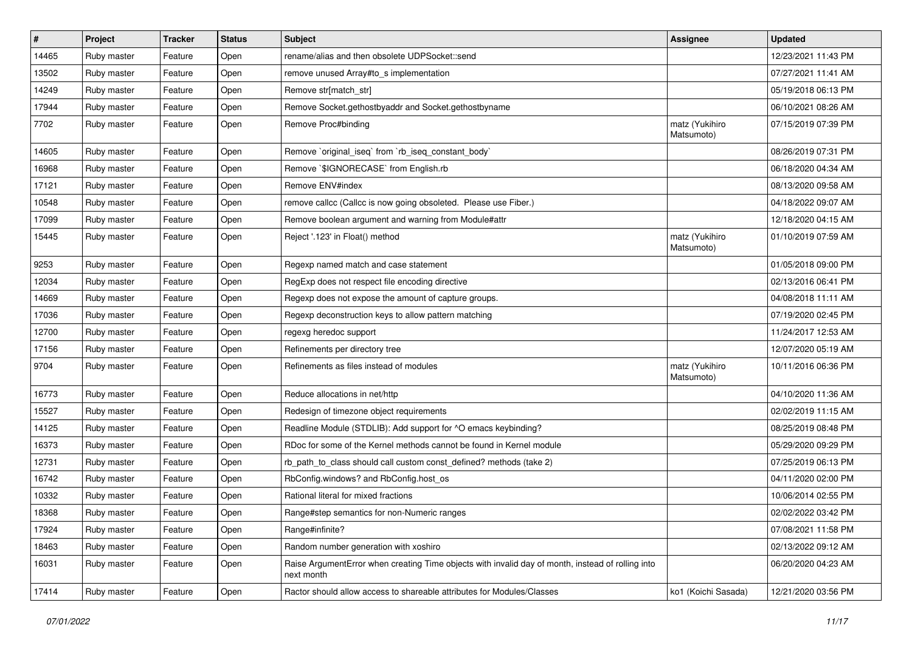| # | Project | Tracker | Status | Subject | Assignee | Updated |
|---|---|---|---|---|---|---|
| 14465 | Ruby master | Feature | Open | rename/alias and then obsolete UDPSocket::send | | 12/23/2021 11:43 PM |
| 13502 | Ruby master | Feature | Open | remove unused Array#to_s implementation | | 07/27/2021 11:41 AM |
| 14249 | Ruby master | Feature | Open | Remove str[match_str] | | 05/19/2018 06:13 PM |
| 17944 | Ruby master | Feature | Open | Remove Socket.gethostbyaddr and Socket.gethostbyname | | 06/10/2021 08:26 AM |
| 7702 | Ruby master | Feature | Open | Remove Proc#binding | matz (Yukihiro Matsumoto) | 07/15/2019 07:39 PM |
| 14605 | Ruby master | Feature | Open | Remove `original_iseq` from `rb_iseq_constant_body` | | 08/26/2019 07:31 PM |
| 16968 | Ruby master | Feature | Open | Remove `$IGNORECASE` from English.rb | | 06/18/2020 04:34 AM |
| 17121 | Ruby master | Feature | Open | Remove ENV#index | | 08/13/2020 09:58 AM |
| 10548 | Ruby master | Feature | Open | remove callcc (Callcc is now going obsoleted. Please use Fiber.) | | 04/18/2022 09:07 AM |
| 17099 | Ruby master | Feature | Open | Remove boolean argument and warning from Module#attr | | 12/18/2020 04:15 AM |
| 15445 | Ruby master | Feature | Open | Reject '.123' in Float() method | matz (Yukihiro Matsumoto) | 01/10/2019 07:59 AM |
| 9253 | Ruby master | Feature | Open | Regexp named match and case statement | | 01/05/2018 09:00 PM |
| 12034 | Ruby master | Feature | Open | RegExp does not respect file encoding directive | | 02/13/2016 06:41 PM |
| 14669 | Ruby master | Feature | Open | Regexp does not expose the amount of capture groups. | | 04/08/2018 11:11 AM |
| 17036 | Ruby master | Feature | Open | Regexp deconstruction keys to allow pattern matching | | 07/19/2020 02:45 PM |
| 12700 | Ruby master | Feature | Open | regexg heredoc support | | 11/24/2017 12:53 AM |
| 17156 | Ruby master | Feature | Open | Refinements per directory tree | | 12/07/2020 05:19 AM |
| 9704 | Ruby master | Feature | Open | Refinements as files instead of modules | matz (Yukihiro Matsumoto) | 10/11/2016 06:36 PM |
| 16773 | Ruby master | Feature | Open | Reduce allocations in net/http | | 04/10/2020 11:36 AM |
| 15527 | Ruby master | Feature | Open | Redesign of timezone object requirements | | 02/02/2019 11:15 AM |
| 14125 | Ruby master | Feature | Open | Readline Module (STDLIB): Add support for ^O emacs keybinding? | | 08/25/2019 08:48 PM |
| 16373 | Ruby master | Feature | Open | RDoc for some of the Kernel methods cannot be found in Kernel module | | 05/29/2020 09:29 PM |
| 12731 | Ruby master | Feature | Open | rb_path_to_class should call custom const_defined? methods (take 2) | | 07/25/2019 06:13 PM |
| 16742 | Ruby master | Feature | Open | RbConfig.windows? and RbConfig.host_os | | 04/11/2020 02:00 PM |
| 10332 | Ruby master | Feature | Open | Rational literal for mixed fractions | | 10/06/2014 02:55 PM |
| 18368 | Ruby master | Feature | Open | Range#step semantics for non-Numeric ranges | | 02/02/2022 03:42 PM |
| 17924 | Ruby master | Feature | Open | Range#infinite? | | 07/08/2021 11:58 PM |
| 18463 | Ruby master | Feature | Open | Random number generation with xoshiro | | 02/13/2022 09:12 AM |
| 16031 | Ruby master | Feature | Open | Raise ArgumentError when creating Time objects with invalid day of month, instead of rolling into next month | | 06/20/2020 04:23 AM |
| 17414 | Ruby master | Feature | Open | Ractor should allow access to shareable attributes for Modules/Classes | ko1 (Koichi Sasada) | 12/21/2020 03:56 PM |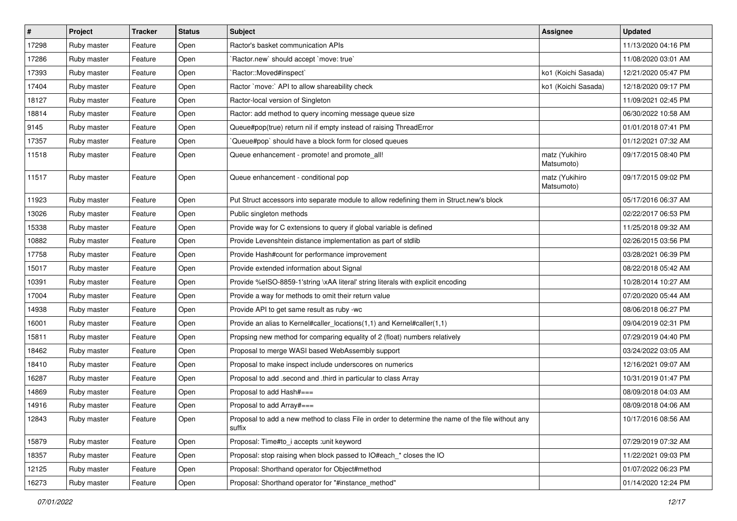| # | Project | Tracker | Status | Subject | Assignee | Updated |
|---|---|---|---|---|---|---|
| 17298 | Ruby master | Feature | Open | Ractor's basket communication APIs | | 11/13/2020 04:16 PM |
| 17286 | Ruby master | Feature | Open | `Ractor.new` should accept `move: true` | | 11/08/2020 03:01 AM |
| 17393 | Ruby master | Feature | Open | `Ractor::Moved#inspect` | ko1 (Koichi Sasada) | 12/21/2020 05:47 PM |
| 17404 | Ruby master | Feature | Open | Ractor `move:` API to allow shareability check | ko1 (Koichi Sasada) | 12/18/2020 09:17 PM |
| 18127 | Ruby master | Feature | Open | Ractor-local version of Singleton | | 11/09/2021 02:45 PM |
| 18814 | Ruby master | Feature | Open | Ractor: add method to query incoming message queue size | | 06/30/2022 10:58 AM |
| 9145 | Ruby master | Feature | Open | Queue#pop(true) return nil if empty instead of raising ThreadError | | 01/01/2018 07:41 PM |
| 17357 | Ruby master | Feature | Open | `Queue#pop` should have a block form for closed queues | | 01/12/2021 07:32 AM |
| 11518 | Ruby master | Feature | Open | Queue enhancement - promote! and promote_all! | matz (Yukihiro Matsumoto) | 09/17/2015 08:40 PM |
| 11517 | Ruby master | Feature | Open | Queue enhancement - conditional pop | matz (Yukihiro Matsumoto) | 09/17/2015 09:02 PM |
| 11923 | Ruby master | Feature | Open | Put Struct accessors into separate module to allow redefining them in Struct.new's block | | 05/17/2016 06:37 AM |
| 13026 | Ruby master | Feature | Open | Public singleton methods | | 02/22/2017 06:53 PM |
| 15338 | Ruby master | Feature | Open | Provide way for C extensions to query if global variable is defined | | 11/25/2018 09:32 AM |
| 10882 | Ruby master | Feature | Open | Provide Levenshtein distance implementation as part of stdlib | | 02/26/2015 03:56 PM |
| 17758 | Ruby master | Feature | Open | Provide Hash#count for performance improvement | | 03/28/2021 06:39 PM |
| 15017 | Ruby master | Feature | Open | Provide extended information about Signal | | 08/22/2018 05:42 AM |
| 10391 | Ruby master | Feature | Open | Provide %eISO-8859-1'string \xAA literal' string literals with explicit encoding | | 10/28/2014 10:27 AM |
| 17004 | Ruby master | Feature | Open | Provide a way for methods to omit their return value | | 07/20/2020 05:44 AM |
| 14938 | Ruby master | Feature | Open | Provide API to get same result as ruby -wc | | 08/06/2018 06:27 PM |
| 16001 | Ruby master | Feature | Open | Provide an alias to Kernel#caller_locations(1,1) and Kernel#caller(1,1) | | 09/04/2019 02:31 PM |
| 15811 | Ruby master | Feature | Open | Propsing new method for comparing equality of 2 (float) numbers relatively | | 07/29/2019 04:40 PM |
| 18462 | Ruby master | Feature | Open | Proposal to merge WASI based WebAssembly support | | 03/24/2022 03:05 AM |
| 18410 | Ruby master | Feature | Open | Proposal to make inspect include underscores on numerics | | 12/16/2021 09:07 AM |
| 16287 | Ruby master | Feature | Open | Proposal to add .second and .third in particular to class Array | | 10/31/2019 01:47 PM |
| 14869 | Ruby master | Feature | Open | Proposal to add Hash#=== | | 08/09/2018 04:03 AM |
| 14916 | Ruby master | Feature | Open | Proposal to add Array#=== | | 08/09/2018 04:06 AM |
| 12843 | Ruby master | Feature | Open | Proposal to add a new method to class File in order to determine the name of the file without any suffix | | 10/17/2016 08:56 AM |
| 15879 | Ruby master | Feature | Open | Proposal: Time#to_i accepts :unit keyword | | 07/29/2019 07:32 AM |
| 18357 | Ruby master | Feature | Open | Proposal: stop raising when block passed to IO#each_* closes the IO | | 11/22/2021 09:03 PM |
| 12125 | Ruby master | Feature | Open | Proposal: Shorthand operator for Object#method | | 01/07/2022 06:23 PM |
| 16273 | Ruby master | Feature | Open | Proposal: Shorthand operator for "#instance_method" | | 01/14/2020 12:24 PM |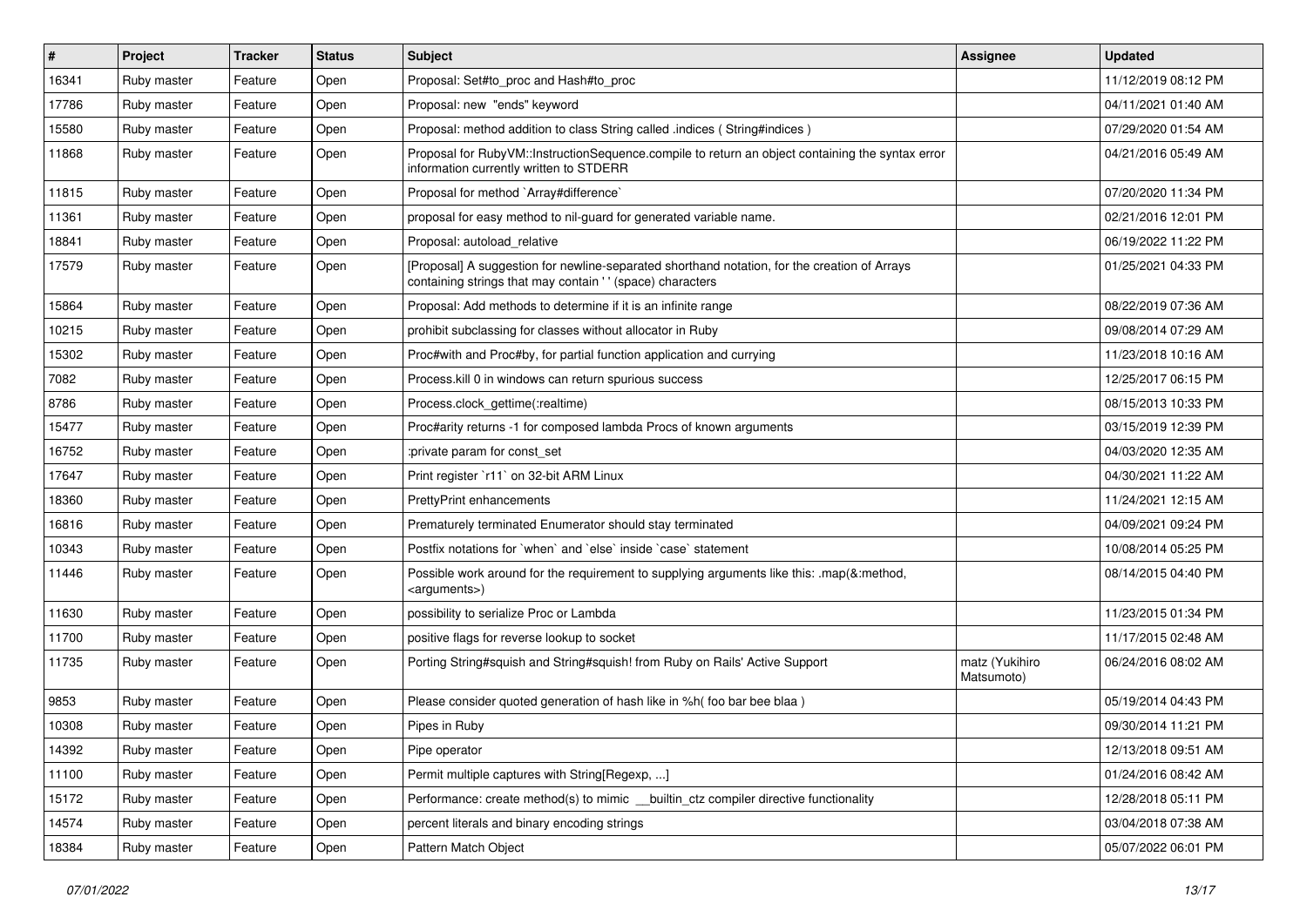| # | Project | Tracker | Status | Subject | Assignee | Updated |
|---|---|---|---|---|---|---|
| 16341 | Ruby master | Feature | Open | Proposal: Set#to_proc and Hash#to_proc | | 11/12/2019 08:12 PM |
| 17786 | Ruby master | Feature | Open | Proposal: new "ends" keyword | | 04/11/2021 01:40 AM |
| 15580 | Ruby master | Feature | Open | Proposal: method addition to class String called .indices ( String#indices ) | | 07/29/2020 01:54 AM |
| 11868 | Ruby master | Feature | Open | Proposal for RubyVM::InstructionSequence.compile to return an object containing the syntax error information currently written to STDERR | | 04/21/2016 05:49 AM |
| 11815 | Ruby master | Feature | Open | Proposal for method `Array#difference` | | 07/20/2020 11:34 PM |
| 11361 | Ruby master | Feature | Open | proposal for easy method to nil-guard for generated variable name. | | 02/21/2016 12:01 PM |
| 18841 | Ruby master | Feature | Open | Proposal: autoload_relative | | 06/19/2022 11:22 PM |
| 17579 | Ruby master | Feature | Open | [Proposal] A suggestion for newline-separated shorthand notation, for the creation of Arrays containing strings that may contain ' ' (space) characters | | 01/25/2021 04:33 PM |
| 15864 | Ruby master | Feature | Open | Proposal: Add methods to determine if it is an infinite range | | 08/22/2019 07:36 AM |
| 10215 | Ruby master | Feature | Open | prohibit subclassing for classes without allocator in Ruby | | 09/08/2014 07:29 AM |
| 15302 | Ruby master | Feature | Open | Proc#with and Proc#by, for partial function application and currying | | 11/23/2018 10:16 AM |
| 7082 | Ruby master | Feature | Open | Process.kill 0 in windows can return spurious success | | 12/25/2017 06:15 PM |
| 8786 | Ruby master | Feature | Open | Process.clock_gettime(:realtime) | | 08/15/2013 10:33 PM |
| 15477 | Ruby master | Feature | Open | Proc#arity returns -1 for composed lambda Procs of known arguments | | 03/15/2019 12:39 PM |
| 16752 | Ruby master | Feature | Open | :private param for const_set | | 04/03/2020 12:35 AM |
| 17647 | Ruby master | Feature | Open | Print register `r11` on 32-bit ARM Linux | | 04/30/2021 11:22 AM |
| 18360 | Ruby master | Feature | Open | PrettyPrint enhancements | | 11/24/2021 12:15 AM |
| 16816 | Ruby master | Feature | Open | Prematurely terminated Enumerator should stay terminated | | 04/09/2021 09:24 PM |
| 10343 | Ruby master | Feature | Open | Postfix notations for `when` and `else` inside `case` statement | | 10/08/2014 05:25 PM |
| 11446 | Ruby master | Feature | Open | Possible work around for the requirement to supplying arguments like this: .map(&:method, <arguments>) | | 08/14/2015 04:40 PM |
| 11630 | Ruby master | Feature | Open | possibility to serialize Proc or Lambda | | 11/23/2015 01:34 PM |
| 11700 | Ruby master | Feature | Open | positive flags for reverse lookup to socket | | 11/17/2015 02:48 AM |
| 11735 | Ruby master | Feature | Open | Porting String#squish and String#squish! from Ruby on Rails' Active Support | matz (Yukihiro Matsumoto) | 06/24/2016 08:02 AM |
| 9853 | Ruby master | Feature | Open | Please consider quoted generation of hash like in %h( foo bar bee blaa ) | | 05/19/2014 04:43 PM |
| 10308 | Ruby master | Feature | Open | Pipes in Ruby | | 09/30/2014 11:21 PM |
| 14392 | Ruby master | Feature | Open | Pipe operator | | 12/13/2018 09:51 AM |
| 11100 | Ruby master | Feature | Open | Permit multiple captures with String[Regexp, ...] | | 01/24/2016 08:42 AM |
| 15172 | Ruby master | Feature | Open | Performance: create method(s) to mimic __builtin_ctz compiler directive functionality | | 12/28/2018 05:11 PM |
| 14574 | Ruby master | Feature | Open | percent literals and binary encoding strings | | 03/04/2018 07:38 AM |
| 18384 | Ruby master | Feature | Open | Pattern Match Object | | 05/07/2022 06:01 PM |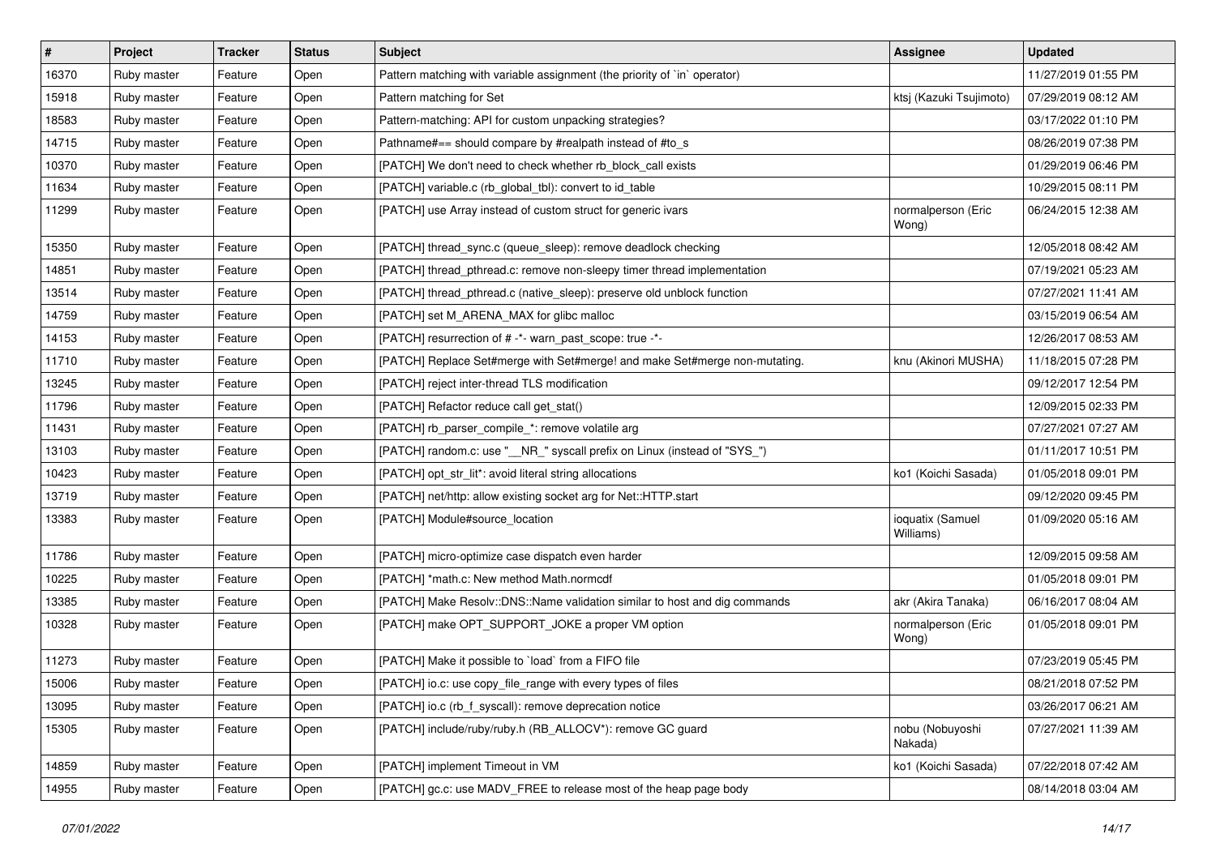| # | Project | Tracker | Status | Subject | Assignee | Updated |
|---|---|---|---|---|---|---|
| 16370 | Ruby master | Feature | Open | Pattern matching with variable assignment (the priority of `in` operator) | | 11/27/2019 01:55 PM |
| 15918 | Ruby master | Feature | Open | Pattern matching for Set | ktsj (Kazuki Tsujimoto) | 07/29/2019 08:12 AM |
| 18583 | Ruby master | Feature | Open | Pattern-matching: API for custom unpacking strategies? | | 03/17/2022 01:10 PM |
| 14715 | Ruby master | Feature | Open | Pathname#== should compare by #realpath instead of #to_s | | 08/26/2019 07:38 PM |
| 10370 | Ruby master | Feature | Open | [PATCH] We don't need to check whether rb_block_call exists | | 01/29/2019 06:46 PM |
| 11634 | Ruby master | Feature | Open | [PATCH] variable.c (rb_global_tbl): convert to id_table | | 10/29/2015 08:11 PM |
| 11299 | Ruby master | Feature | Open | [PATCH] use Array instead of custom struct for generic ivars | normalperson (Eric Wong) | 06/24/2015 12:38 AM |
| 15350 | Ruby master | Feature | Open | [PATCH] thread_sync.c (queue_sleep): remove deadlock checking | | 12/05/2018 08:42 AM |
| 14851 | Ruby master | Feature | Open | [PATCH] thread_pthread.c: remove non-sleepy timer thread implementation | | 07/19/2021 05:23 AM |
| 13514 | Ruby master | Feature | Open | [PATCH] thread_pthread.c (native_sleep): preserve old unblock function | | 07/27/2021 11:41 AM |
| 14759 | Ruby master | Feature | Open | [PATCH] set M_ARENA_MAX for glibc malloc | | 03/15/2019 06:54 AM |
| 14153 | Ruby master | Feature | Open | [PATCH] resurrection of # -*- warn_past_scope: true -*- | | 12/26/2017 08:53 AM |
| 11710 | Ruby master | Feature | Open | [PATCH] Replace Set#merge with Set#merge! and make Set#merge non-mutating. | knu (Akinori MUSHA) | 11/18/2015 07:28 PM |
| 13245 | Ruby master | Feature | Open | [PATCH] reject inter-thread TLS modification | | 09/12/2017 12:54 PM |
| 11796 | Ruby master | Feature | Open | [PATCH] Refactor reduce call get_stat() | | 12/09/2015 02:33 PM |
| 11431 | Ruby master | Feature | Open | [PATCH] rb_parser_compile_*: remove volatile arg | | 07/27/2021 07:27 AM |
| 13103 | Ruby master | Feature | Open | [PATCH] random.c: use "__NR_" syscall prefix on Linux (instead of "SYS_") | | 01/11/2017 10:51 PM |
| 10423 | Ruby master | Feature | Open | [PATCH] opt_str_lit*: avoid literal string allocations | ko1 (Koichi Sasada) | 01/05/2018 09:01 PM |
| 13719 | Ruby master | Feature | Open | [PATCH] net/http: allow existing socket arg for Net::HTTP.start | | 09/12/2020 09:45 PM |
| 13383 | Ruby master | Feature | Open | [PATCH] Module#source_location | ioquatix (Samuel Williams) | 01/09/2020 05:16 AM |
| 11786 | Ruby master | Feature | Open | [PATCH] micro-optimize case dispatch even harder | | 12/09/2015 09:58 AM |
| 10225 | Ruby master | Feature | Open | [PATCH] *math.c: New method Math.normcdf | | 01/05/2018 09:01 PM |
| 13385 | Ruby master | Feature | Open | [PATCH] Make Resolv::DNS::Name validation similar to host and dig commands | akr (Akira Tanaka) | 06/16/2017 08:04 AM |
| 10328 | Ruby master | Feature | Open | [PATCH] make OPT_SUPPORT_JOKE a proper VM option | normalperson (Eric Wong) | 01/05/2018 09:01 PM |
| 11273 | Ruby master | Feature | Open | [PATCH] Make it possible to `load` from a FIFO file | | 07/23/2019 05:45 PM |
| 15006 | Ruby master | Feature | Open | [PATCH] io.c: use copy_file_range with every types of files | | 08/21/2018 07:52 PM |
| 13095 | Ruby master | Feature | Open | [PATCH] io.c (rb_f_syscall): remove deprecation notice | | 03/26/2017 06:21 AM |
| 15305 | Ruby master | Feature | Open | [PATCH] include/ruby/ruby.h (RB_ALLOCV*): remove GC guard | nobu (Nobuyoshi Nakada) | 07/27/2021 11:39 AM |
| 14859 | Ruby master | Feature | Open | [PATCH] implement Timeout in VM | ko1 (Koichi Sasada) | 07/22/2018 07:42 AM |
| 14955 | Ruby master | Feature | Open | [PATCH] gc.c: use MADV_FREE to release most of the heap page body | | 08/14/2018 03:04 AM |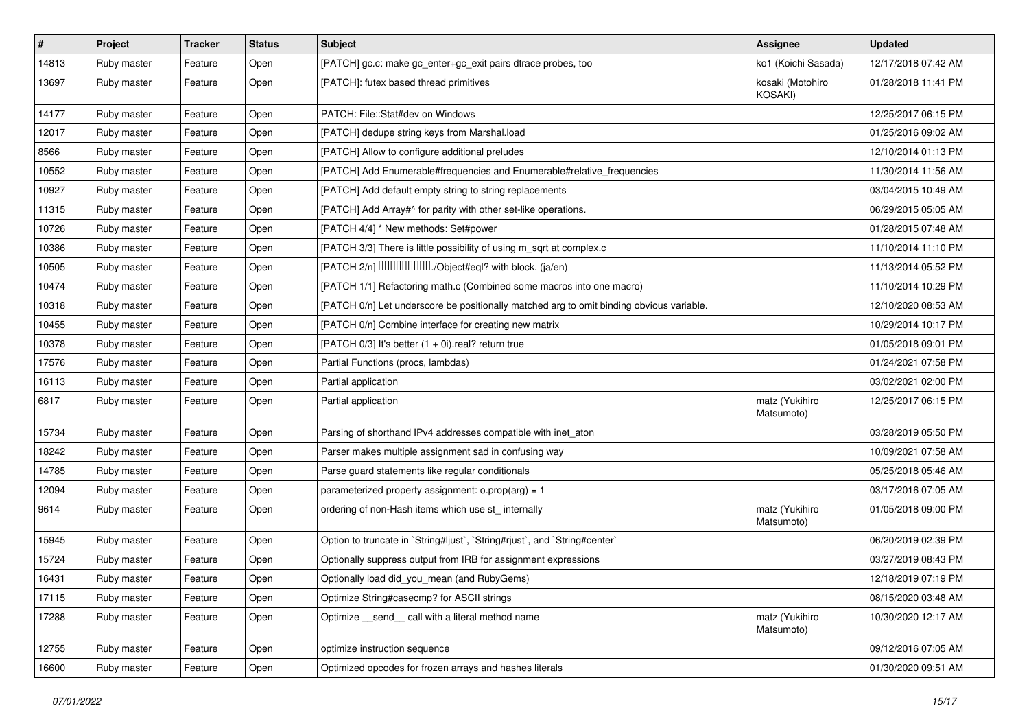| # | Project | Tracker | Status | Subject | Assignee | Updated |
|---|---|---|---|---|---|---|
| 14813 | Ruby master | Feature | Open | [PATCH] gc.c: make gc_enter+gc_exit pairs dtrace probes, too | ko1 (Koichi Sasada) | 12/17/2018 07:42 AM |
| 13697 | Ruby master | Feature | Open | [PATCH]: futex based thread primitives | kosaki (Motohiro KOSAKI) | 01/28/2018 11:41 PM |
| 14177 | Ruby master | Feature | Open | PATCH: File::Stat#dev on Windows | | 12/25/2017 06:15 PM |
| 12017 | Ruby master | Feature | Open | [PATCH] dedupe string keys from Marshal.load | | 01/25/2016 09:02 AM |
| 8566 | Ruby master | Feature | Open | [PATCH] Allow to configure additional preludes | | 12/10/2014 01:13 PM |
| 10552 | Ruby master | Feature | Open | [PATCH] Add Enumerable#frequencies and Enumerable#relative_frequencies | | 11/30/2014 11:56 AM |
| 10927 | Ruby master | Feature | Open | [PATCH] Add default empty string to string replacements | | 03/04/2015 10:49 AM |
| 11315 | Ruby master | Feature | Open | [PATCH] Add Array#^ for parity with other set-like operations. | | 06/29/2015 05:05 AM |
| 10726 | Ruby master | Feature | Open | [PATCH 4/4] * New methods: Set#power | | 01/28/2015 07:48 AM |
| 10386 | Ruby master | Feature | Open | [PATCH 3/3] There is little possibility of using m_sqrt at complex.c | | 11/10/2014 11:10 PM |
| 10505 | Ruby master | Feature | Open | [PATCH 2/n] 同値性 (同一性ではなく)./Object#eql? with block. (ja/en) | | 11/13/2014 05:52 PM |
| 10474 | Ruby master | Feature | Open | [PATCH 1/1] Refactoring math.c (Combined some macros into one macro) | | 11/10/2014 10:29 PM |
| 10318 | Ruby master | Feature | Open | [PATCH 0/n] Let underscore be positionally matched arg to omit binding obvious variable. | | 12/10/2020 08:53 AM |
| 10455 | Ruby master | Feature | Open | [PATCH 0/n] Combine interface for creating new matrix | | 10/29/2014 10:17 PM |
| 10378 | Ruby master | Feature | Open | [PATCH 0/3] It's better (1 + 0i).real? return true | | 01/05/2018 09:01 PM |
| 17576 | Ruby master | Feature | Open | Partial Functions (procs, lambdas) | | 01/24/2021 07:58 PM |
| 16113 | Ruby master | Feature | Open | Partial application | | 03/02/2021 02:00 PM |
| 6817 | Ruby master | Feature | Open | Partial application | matz (Yukihiro Matsumoto) | 12/25/2017 06:15 PM |
| 15734 | Ruby master | Feature | Open | Parsing of shorthand IPv4 addresses compatible with inet_aton | | 03/28/2019 05:50 PM |
| 18242 | Ruby master | Feature | Open | Parser makes multiple assignment sad in confusing way | | 10/09/2021 07:58 AM |
| 14785 | Ruby master | Feature | Open | Parse guard statements like regular conditionals | | 05/25/2018 05:46 AM |
| 12094 | Ruby master | Feature | Open | parameterized property assignment: o.prop(arg) = 1 | | 03/17/2016 07:05 AM |
| 9614 | Ruby master | Feature | Open | ordering of non-Hash items which use st_ internally | matz (Yukihiro Matsumoto) | 01/05/2018 09:00 PM |
| 15945 | Ruby master | Feature | Open | Option to truncate in `String#ljust`, `String#rjust`, and `String#center` | | 06/20/2019 02:39 PM |
| 15724 | Ruby master | Feature | Open | Optionally suppress output from IRB for assignment expressions | | 03/27/2019 08:43 PM |
| 16431 | Ruby master | Feature | Open | Optionally load did_you_mean (and RubyGems) | | 12/18/2019 07:19 PM |
| 17115 | Ruby master | Feature | Open | Optimize String#casecmp? for ASCII strings | | 08/15/2020 03:48 AM |
| 17288 | Ruby master | Feature | Open | Optimize __send__ call with a literal method name | matz (Yukihiro Matsumoto) | 10/30/2020 12:17 AM |
| 12755 | Ruby master | Feature | Open | optimize instruction sequence | | 09/12/2016 07:05 AM |
| 16600 | Ruby master | Feature | Open | Optimized opcodes for frozen arrays and hashes literals | | 01/30/2020 09:51 AM |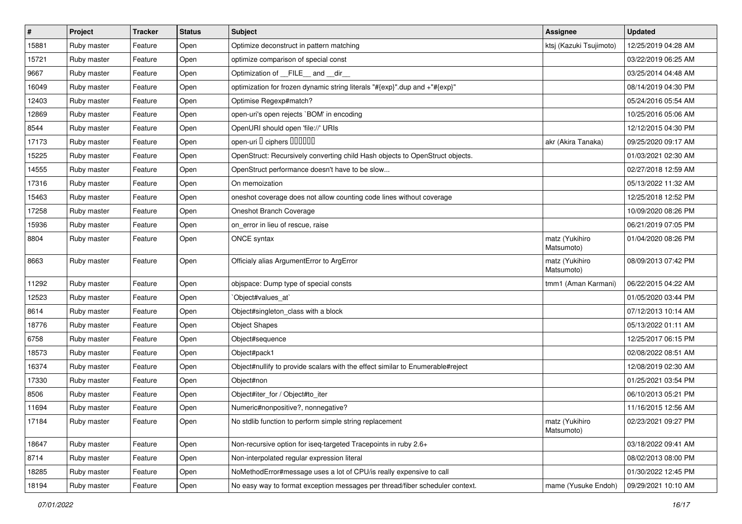| # | Project | Tracker | Status | Subject | Assignee | Updated |
|---|---|---|---|---|---|---|
| 15881 | Ruby master | Feature | Open | Optimize deconstruct in pattern matching | ktsj (Kazuki Tsujimoto) | 12/25/2019 04:28 AM |
| 15721 | Ruby master | Feature | Open | optimize comparison of special const | | 03/22/2019 06:25 AM |
| 9667 | Ruby master | Feature | Open | Optimization of __FILE__ and __dir__ | | 03/25/2014 04:48 AM |
| 16049 | Ruby master | Feature | Open | optimization for frozen dynamic string literals "#{exp}".dup and +"#{exp}" | | 08/14/2019 04:30 PM |
| 12403 | Ruby master | Feature | Open | Optimise Regexp#match? | | 05/24/2016 05:54 AM |
| 12869 | Ruby master | Feature | Open | open-uri's open rejects `BOM' in encoding | | 10/25/2016 05:06 AM |
| 8544 | Ruby master | Feature | Open | OpenURI should open 'file://' URIs | | 12/12/2015 04:30 PM |
| 17173 | Ruby master | Feature | Open | open-uri � ciphers ������ | akr (Akira Tanaka) | 09/25/2020 09:17 AM |
| 15225 | Ruby master | Feature | Open | OpenStruct: Recursively converting child Hash objects to OpenStruct objects. | | 01/03/2021 02:30 AM |
| 14555 | Ruby master | Feature | Open | OpenStruct performance doesn't have to be slow... | | 02/27/2018 12:59 AM |
| 17316 | Ruby master | Feature | Open | On memoization | | 05/13/2022 11:32 AM |
| 15463 | Ruby master | Feature | Open | oneshot coverage does not allow counting code lines without coverage | | 12/25/2018 12:52 PM |
| 17258 | Ruby master | Feature | Open | Oneshot Branch Coverage | | 10/09/2020 08:26 PM |
| 15936 | Ruby master | Feature | Open | on_error in lieu of rescue, raise | | 06/21/2019 07:05 PM |
| 8804 | Ruby master | Feature | Open | ONCE syntax | matz (Yukihiro Matsumoto) | 01/04/2020 08:26 PM |
| 8663 | Ruby master | Feature | Open | Officialy alias ArgumentError to ArgError | matz (Yukihiro Matsumoto) | 08/09/2013 07:42 PM |
| 11292 | Ruby master | Feature | Open | objspace: Dump type of special consts | tmm1 (Aman Karmani) | 06/22/2015 04:22 AM |
| 12523 | Ruby master | Feature | Open | `Object#values_at` | | 01/05/2020 03:44 PM |
| 8614 | Ruby master | Feature | Open | Object#singleton_class with a block | | 07/12/2013 10:14 AM |
| 18776 | Ruby master | Feature | Open | Object Shapes | | 05/13/2022 01:11 AM |
| 6758 | Ruby master | Feature | Open | Object#sequence | | 12/25/2017 06:15 PM |
| 18573 | Ruby master | Feature | Open | Object#pack1 | | 02/08/2022 08:51 AM |
| 16374 | Ruby master | Feature | Open | Object#nullify to provide scalars with the effect similar to Enumerable#reject | | 12/08/2019 02:30 AM |
| 17330 | Ruby master | Feature | Open | Object#non | | 01/25/2021 03:54 PM |
| 8506 | Ruby master | Feature | Open | Object#iter_for / Object#to_iter | | 06/10/2013 05:21 PM |
| 11694 | Ruby master | Feature | Open | Numeric#nonpositive?, nonnegative? | | 11/16/2015 12:56 AM |
| 17184 | Ruby master | Feature | Open | No stdlib function to perform simple string replacement | matz (Yukihiro Matsumoto) | 02/23/2021 09:27 PM |
| 18647 | Ruby master | Feature | Open | Non-recursive option for iseq-targeted Tracepoints in ruby 2.6+ | | 03/18/2022 09:41 AM |
| 8714 | Ruby master | Feature | Open | Non-interpolated regular expression literal | | 08/02/2013 08:00 PM |
| 18285 | Ruby master | Feature | Open | NoMethodError#message uses a lot of CPU/is really expensive to call | | 01/30/2022 12:45 PM |
| 18194 | Ruby master | Feature | Open | No easy way to format exception messages per thread/fiber scheduler context. | mame (Yusuke Endoh) | 09/29/2021 10:10 AM |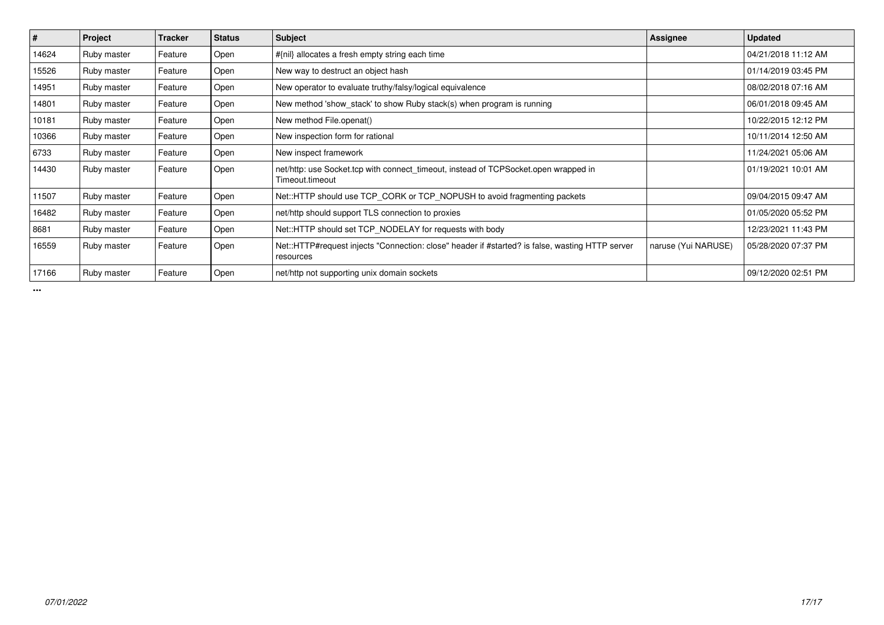| # | Project | Tracker | Status | Subject | Assignee | Updated |
|---|---|---|---|---|---|---|
| 14624 | Ruby master | Feature | Open | #{nil} allocates a fresh empty string each time | | 04/21/2018 11:12 AM |
| 15526 | Ruby master | Feature | Open | New way to destruct an object hash | | 01/14/2019 03:45 PM |
| 14951 | Ruby master | Feature | Open | New operator to evaluate truthy/falsy/logical equivalence | | 08/02/2018 07:16 AM |
| 14801 | Ruby master | Feature | Open | New method 'show_stack' to show Ruby stack(s) when program is running | | 06/01/2018 09:45 AM |
| 10181 | Ruby master | Feature | Open | New method File.openat() | | 10/22/2015 12:12 PM |
| 10366 | Ruby master | Feature | Open | New inspection form for rational | | 10/11/2014 12:50 AM |
| 6733 | Ruby master | Feature | Open | New inspect framework | | 11/24/2021 05:06 AM |
| 14430 | Ruby master | Feature | Open | net/http: use Socket.tcp with connect_timeout, instead of TCPSocket.open wrapped in Timeout.timeout | | 01/19/2021 10:01 AM |
| 11507 | Ruby master | Feature | Open | Net::HTTP should use TCP_CORK or TCP_NOPUSH to avoid fragmenting packets | | 09/04/2015 09:47 AM |
| 16482 | Ruby master | Feature | Open | net/http should support TLS connection to proxies | | 01/05/2020 05:52 PM |
| 8681 | Ruby master | Feature | Open | Net::HTTP should set TCP_NODELAY for requests with body | | 12/23/2021 11:43 PM |
| 16559 | Ruby master | Feature | Open | Net::HTTP#request injects "Connection: close" header if #started? is false, wasting HTTP server resources | naruse (Yui NARUSE) | 05/28/2020 07:37 PM |
| 17166 | Ruby master | Feature | Open | net/http not supporting unix domain sockets | | 09/12/2020 02:51 PM |

...